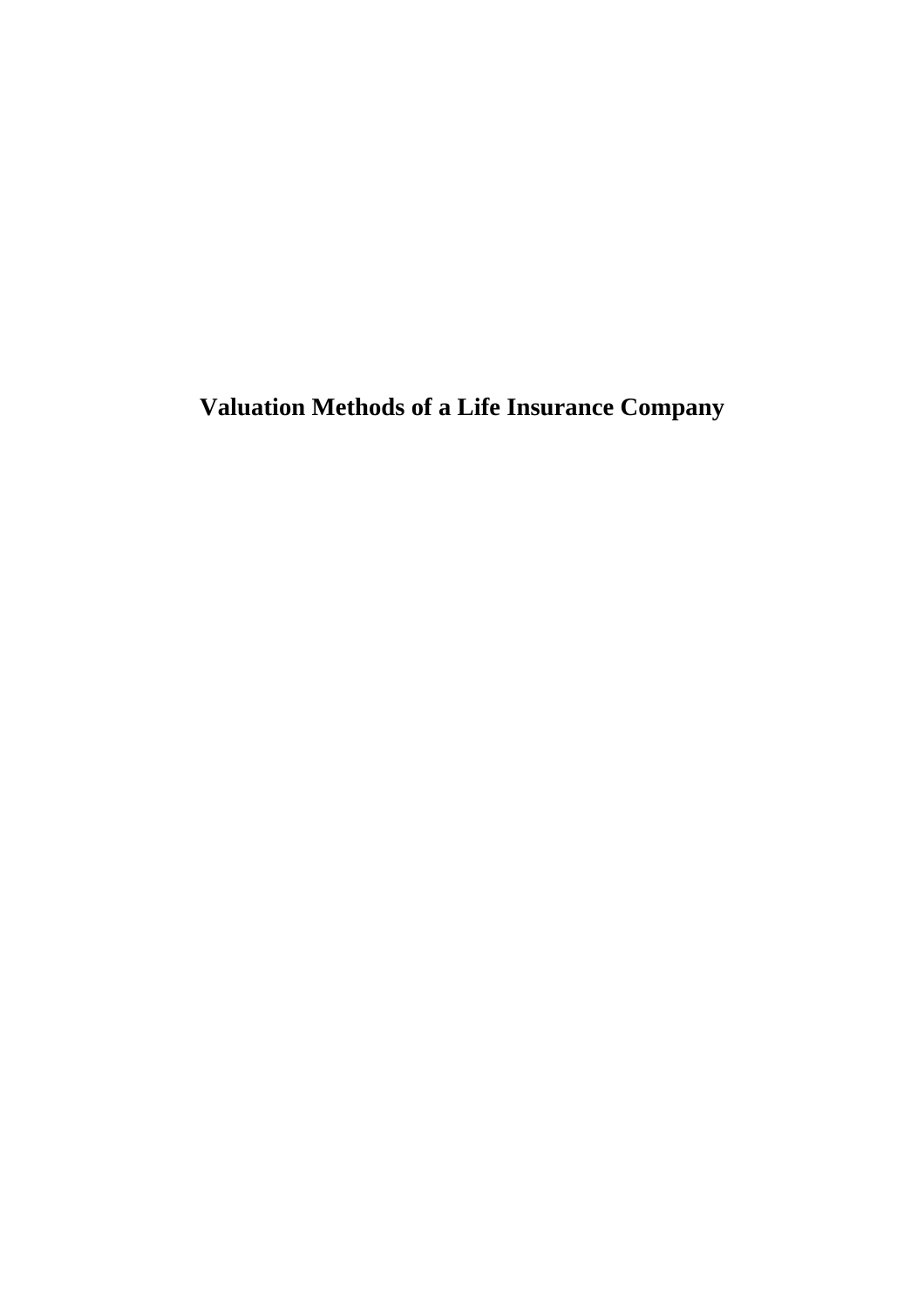# Valuation Methods of a Life Insurance Company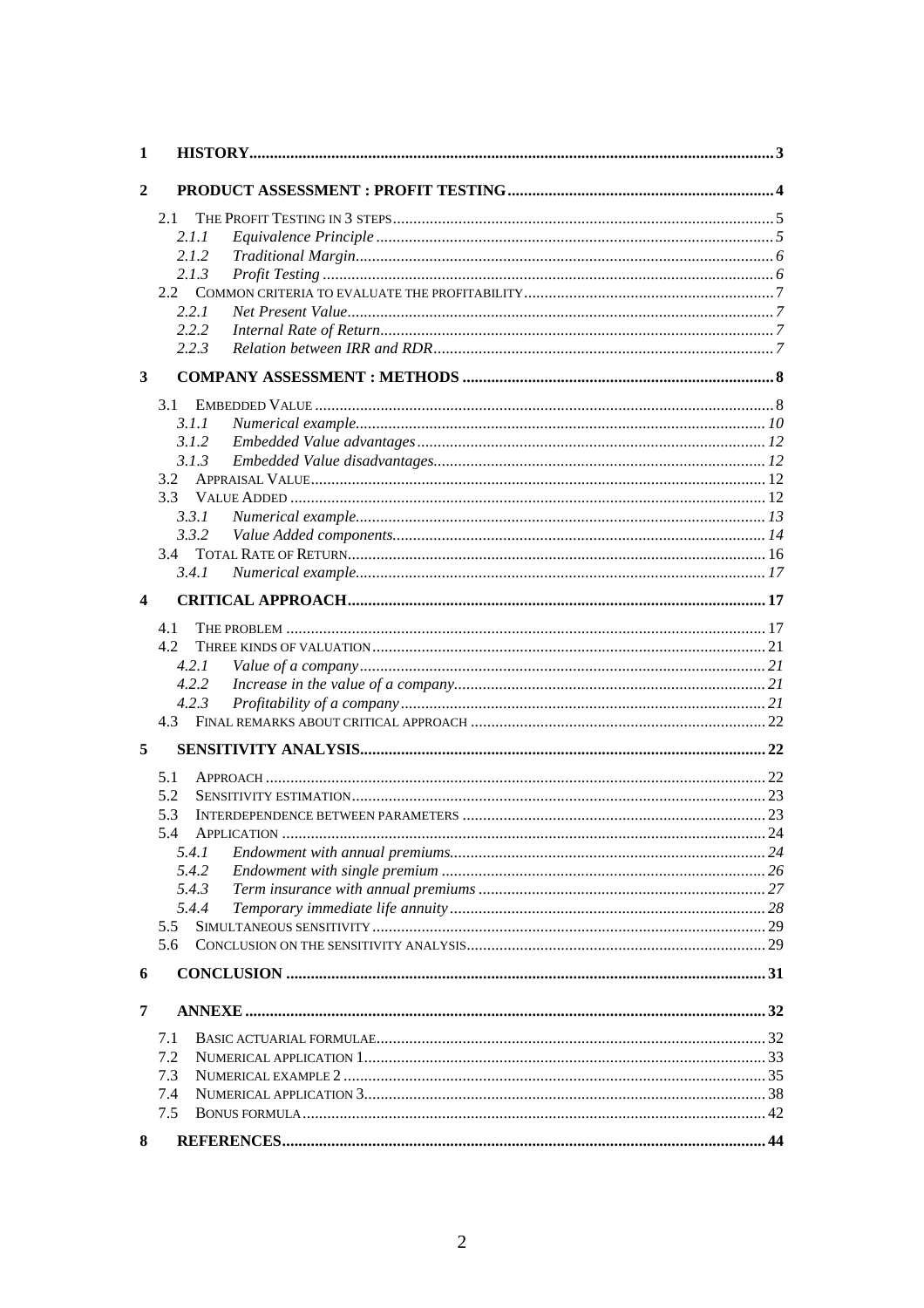1 **HISTORY** ..... 3

2 **PRODUCT ASSESSMENT : PROFIT TESTING** ..... 4

- 2.1 THE PROFIT TESTING IN 3 STEPS ..... 5
  - 2.1.1 *Equivalence Principle* ..... 5
  - 2.1.2 *Traditional Margin* ..... 6
  - 2.1.3 *Profit Testing* ..... 6
- 2.2 COMMON CRITERIA TO EVALUATE THE PROFITABILITY ..... 7
  - 2.2.1 *Net Present Value* ..... 7
  - 2.2.2 *Internal Rate of Return* ..... 7
  - 2.2.3 *Relation between IRR and RDR* ..... 7

3 **COMPANY ASSESSMENT : METHODS** ..... 8

- 3.1 EMBEDDED VALUE ..... 8
  - 3.1.1 *Numerical example* ..... 10
  - 3.1.2 *Embedded Value advantages* ..... 12
  - 3.1.3 *Embedded Value disadvantages* ..... 12
- 3.2 APPRAISAL VALUE ..... 12
- 3.3 VALUE ADDED ..... 12
  - 3.3.1 *Numerical example* ..... 13
  - 3.3.2 *Value Added components* ..... 14
- 3.4 TOTAL RATE OF RETURN ..... 16
  - 3.4.1 *Numerical example* ..... 17

4 **CRITICAL APPROACH** ..... 17

- 4.1 THE PROBLEM ..... 17
- 4.2 THREE KINDS OF VALUATION ..... 21
  - 4.2.1 *Value of a company* ..... 21
  - 4.2.2 *Increase in the value of a company* ..... 21
  - 4.2.3 *Profitability of a company* ..... 21
- 4.3 FINAL REMARKS ABOUT CRITICAL APPROACH ..... 22

5 **SENSITIVITY ANALYSIS** ..... 22

- 5.1 APPROACH ..... 22
- 5.2 SENSITIVITY ESTIMATION ..... 23
- 5.3 INTERDEPENDENCE BETWEEN PARAMETERS ..... 23
- 5.4 APPLICATION ..... 24
  - 5.4.1 *Endowment with annual premiums* ..... 24
  - 5.4.2 *Endowment with single premium* ..... 26
  - 5.4.3 *Term insurance with annual premiums* ..... 27
  - 5.4.4 *Temporary immediate life annuity* ..... 28
- 5.5 SIMULTANEOUS SENSITIVITY ..... 29
- 5.6 CONCLUSION ON THE SENSITIVITY ANALYSIS ..... 29

6 **CONCLUSION** ..... 31

7 **ANNEXE** ..... 32

- 7.1 BASIC ACTUARIAL FORMULAE ..... 32
- 7.2 NUMERICAL APPLICATION 1 ..... 33
- 7.3 NUMERICAL EXAMPLE 2 ..... 35
- 7.4 NUMERICAL APPLICATION 3 ..... 38
- 7.5 BONUS FORMULA ..... 42

8 **REFERENCES** ..... 44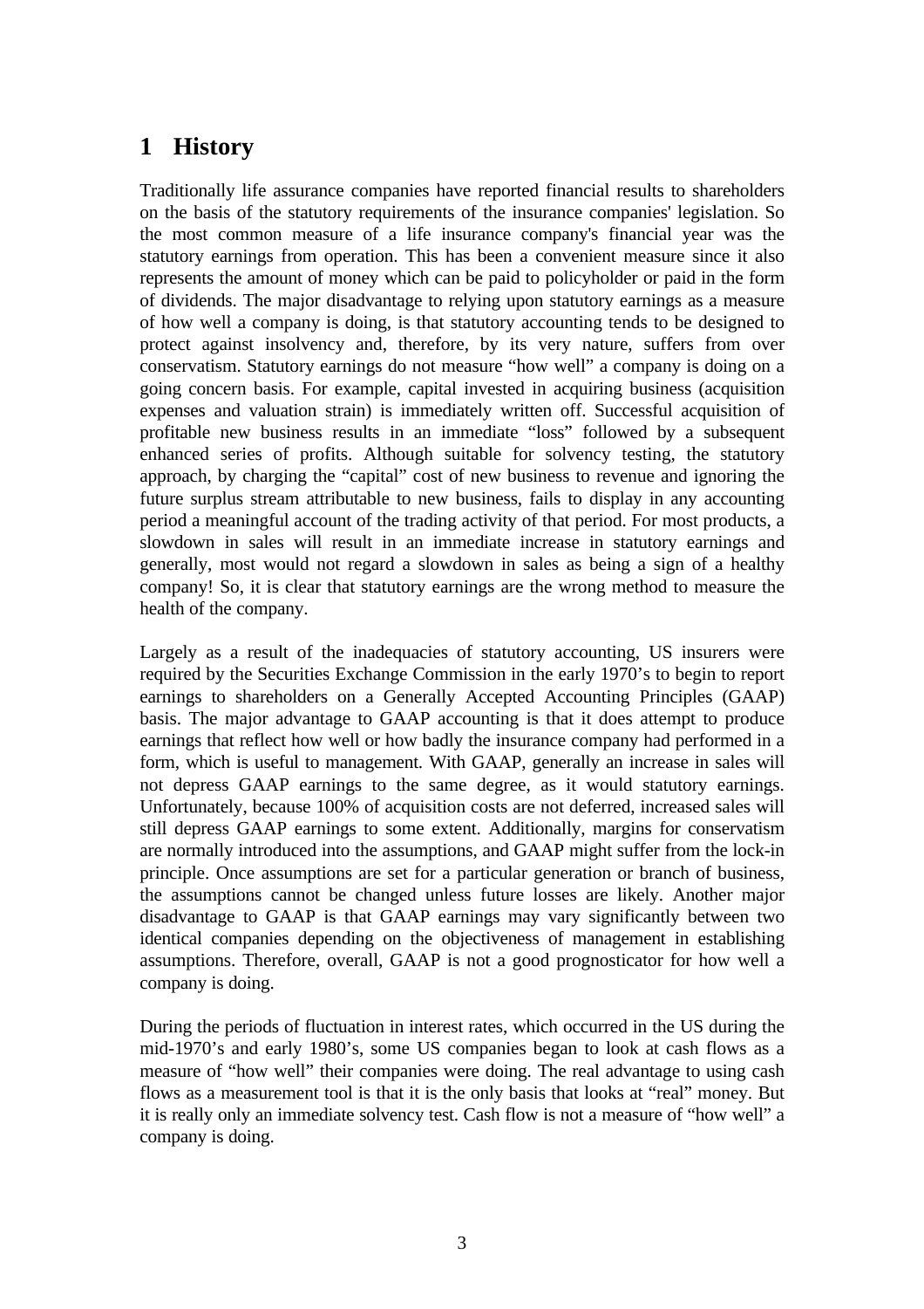# 1 History

Traditionally life assurance companies have reported financial results to shareholders on the basis of the statutory requirements of the insurance companies' legislation. So the most common measure of a life insurance company's financial year was the statutory earnings from operation. This has been a convenient measure since it also represents the amount of money which can be paid to policyholder or paid in the form of dividends. The major disadvantage to relying upon statutory earnings as a measure of how well a company is doing, is that statutory accounting tends to be designed to protect against insolvency and, therefore, by its very nature, suffers from over conservatism. Statutory earnings do not measure "how well" a company is doing on a going concern basis. For example, capital invested in acquiring business (acquisition expenses and valuation strain) is immediately written off. Successful acquisition of profitable new business results in an immediate "loss" followed by a subsequent enhanced series of profits. Although suitable for solvency testing, the statutory approach, by charging the "capital" cost of new business to revenue and ignoring the future surplus stream attributable to new business, fails to display in any accounting period a meaningful account of the trading activity of that period. For most products, a slowdown in sales will result in an immediate increase in statutory earnings and generally, most would not regard a slowdown in sales as being a sign of a healthy company! So, it is clear that statutory earnings are the wrong method to measure the health of the company.

Largely as a result of the inadequacies of statutory accounting, US insurers were required by the Securities Exchange Commission in the early 1970's to begin to report earnings to shareholders on a Generally Accepted Accounting Principles (GAAP) basis. The major advantage to GAAP accounting is that it does attempt to produce earnings that reflect how well or how badly the insurance company had performed in a form, which is useful to management. With GAAP, generally an increase in sales will not depress GAAP earnings to the same degree, as it would statutory earnings. Unfortunately, because 100% of acquisition costs are not deferred, increased sales will still depress GAAP earnings to some extent. Additionally, margins for conservatism are normally introduced into the assumptions, and GAAP might suffer from the lock-in principle. Once assumptions are set for a particular generation or branch of business, the assumptions cannot be changed unless future losses are likely. Another major disadvantage to GAAP is that GAAP earnings may vary significantly between two identical companies depending on the objectiveness of management in establishing assumptions. Therefore, overall, GAAP is not a good prognosticator for how well a company is doing.

During the periods of fluctuation in interest rates, which occurred in the US during the mid-1970's and early 1980's, some US companies began to look at cash flows as a measure of "how well" their companies were doing. The real advantage to using cash flows as a measurement tool is that it is the only basis that looks at "real" money. But it is really only an immediate solvency test. Cash flow is not a measure of "how well" a company is doing.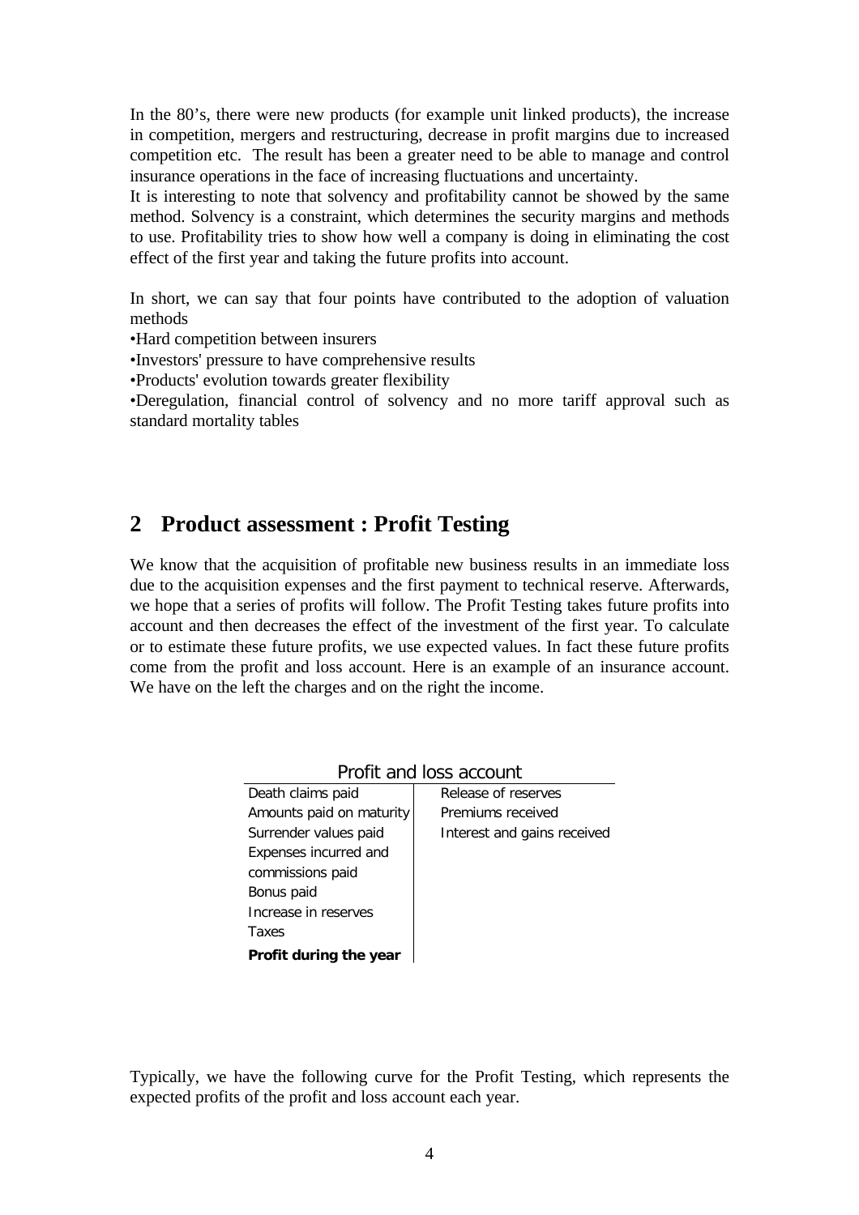In the 80's, there were new products (for example unit linked products), the increase in competition, mergers and restructuring, decrease in profit margins due to increased competition etc. The result has been a greater need to be able to manage and control insurance operations in the face of increasing fluctuations and uncertainty.
It is interesting to note that solvency and profitability cannot be showed by the same method. Solvency is a constraint, which determines the security margins and methods to use. Profitability tries to show how well a company is doing in eliminating the cost effect of the first year and taking the future profits into account.

In short, we can say that four points have contributed to the adoption of valuation methods

•Hard competition between insurers
•Investors' pressure to have comprehensive results
•Products' evolution towards greater flexibility
•Deregulation, financial control of solvency and no more tariff approval such as standard mortality tables

## 2 Product assessment : Profit Testing

We know that the acquisition of profitable new business results in an immediate loss due to the acquisition expenses and the first payment to technical reserve. Afterwards, we hope that a series of profits will follow. The Profit Testing takes future profits into account and then decreases the effect of the investment of the first year. To calculate or to estimate these future profits, we use expected values. In fact these future profits come from the profit and loss account. Here is an example of an insurance account. We have on the left the charges and on the right the income.

Profit and loss account

| Charges | Income |
|---|---|
| Death claims paid | Release of reserves |
| Amounts paid on maturity | Premiums received |
| Surrender values paid | Interest and gains received |
| Expenses incurred and commissions paid | |
| Bonus paid | |
| Increase in reserves | |
| Taxes | |
| **Profit during the year** | |

Typically, we have the following curve for the Profit Testing, which represents the expected profits of the profit and loss account each year.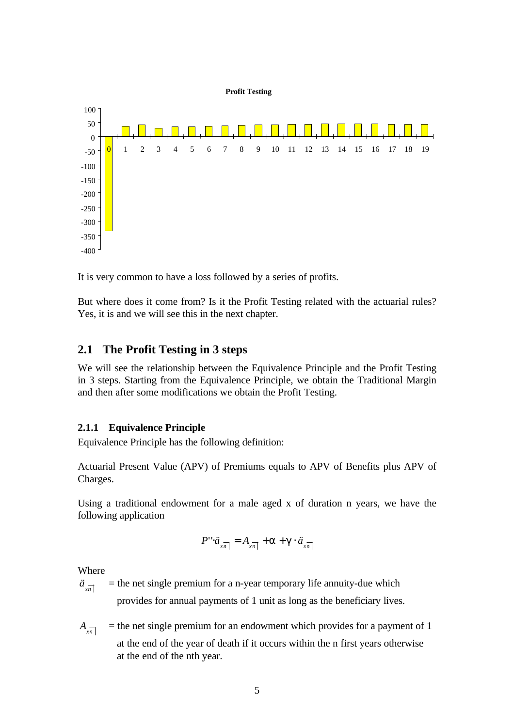**Profit Testing**

It is very common to have a loss followed by a series of profits.

But where does it come from? Is it the Profit Testing related with the actuarial rules? Yes, it is and we will see this in the next chapter.

## 2.1 The Profit Testing in 3 steps

We will see the relationship between the Equivalence Principle and the Profit Testing in 3 steps. Starting from the Equivalence Principle, we obtain the Traditional Margin and then after some modifications we obtain the Profit Testing.

### 2.1.1 Equivalence Principle

Equivalence Principle has the following definition:

Actuarial Present Value (APV) of Premiums equals to APV of Benefits plus APV of Charges.

Using a traditional endowment for a male aged x of duration n years, we have the following application

$$P'' \cdot \ddot{a}_{\overline{xn|}} = A_{\overline{xn|}} + \alpha + \gamma \cdot \ddot{a}_{\overline{xn|}}$$

Where

$\ddot{a}_{\overline{xn|}}$ = the net single premium for a n-year temporary life annuity-due which provides for annual payments of 1 unit as long as the beneficiary lives.

$A_{\overline{xn|}}$ = the net single premium for an endowment which provides for a payment of 1 at the end of the year of death if it occurs within the n first years otherwise at the end of the nth year.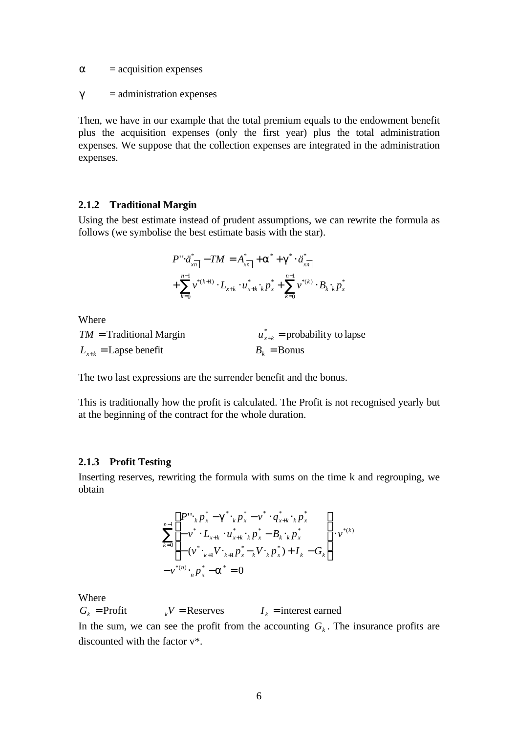$\alpha$ = acquisition expenses

$\gamma$ = administration expenses

Then, we have in our example that the total premium equals to the endowment benefit plus the acquisition expenses (only the first year) plus the total administration expenses. We suppose that the collection expenses are integrated in the administration expenses.

### 2.1.2 Traditional Margin

Using the best estimate instead of prudent assumptions, we can rewrite the formula as follows (we symbolise the best estimate basis with the star).

$$
\begin{aligned}
P'' \cdot \ddot{a}^{*}_{x\overline{n|}} - TM &= A^{*}_{x\overline{n|}} + \alpha^{*} + \gamma^{*} \cdot \ddot{a}^{*}_{x\overline{n|}} \\
&+ \sum_{k=0}^{n-1} v^{*(k+1)} \cdot L_{x+k} \cdot u^{*}_{x+k} \cdot {}_{k}p^{*}_{x} + \sum_{k=0}^{n-1} v^{*(k)} \cdot B_{k} \cdot {}_{k}p^{*}_{x}
\end{aligned}
$$

Where

$TM$ = Traditional Margin $\qquad u^{*}_{x+k}$ = probability to lapse

$L_{x+k}$ = Lapse benefit $\qquad B_k$ = Bonus

The two last expressions are the surrender benefit and the bonus.

This is traditionally how the profit is calculated. The Profit is not recognised yearly but at the beginning of the contract for the whole duration.

### 2.1.3 Profit Testing

Inserting reserves, rewriting the formula with sums on the time k and regrouping, we obtain

$$
\begin{aligned}
&\sum_{k=0}^{n-1} \begin{bmatrix} P'' \cdot {}_{k}p^{*}_{x} - \gamma^{*} \cdot {}_{k}p^{*}_{x} - v^{*} \cdot q^{*}_{x+k} \cdot {}_{k}p^{*}_{x} \\ - v^{*} \cdot L_{x+k} \cdot u^{*}_{x+k} \cdot {}_{k}p^{*}_{x} - B_{k} \cdot {}_{k}p^{*}_{x} \\ - (v^{*} \cdot {}_{k+1}V \cdot {}_{k+1}p^{*}_{x} - {}_{k}V \cdot {}_{k}p^{*}_{x}) + I_{k} - G_{k} \end{bmatrix} \cdot v^{*(k)} \\
&- v^{*(n)} \cdot {}_{n}p^{*}_{x} - \alpha^{*} = 0
\end{aligned}
$$

Where

$G_k$ = Profit $\qquad {}_{k}V$ = Reserves $\qquad I_k$ = interest earned

In the sum, we can see the profit from the accounting $G_k$. The insurance profits are discounted with the factor v*.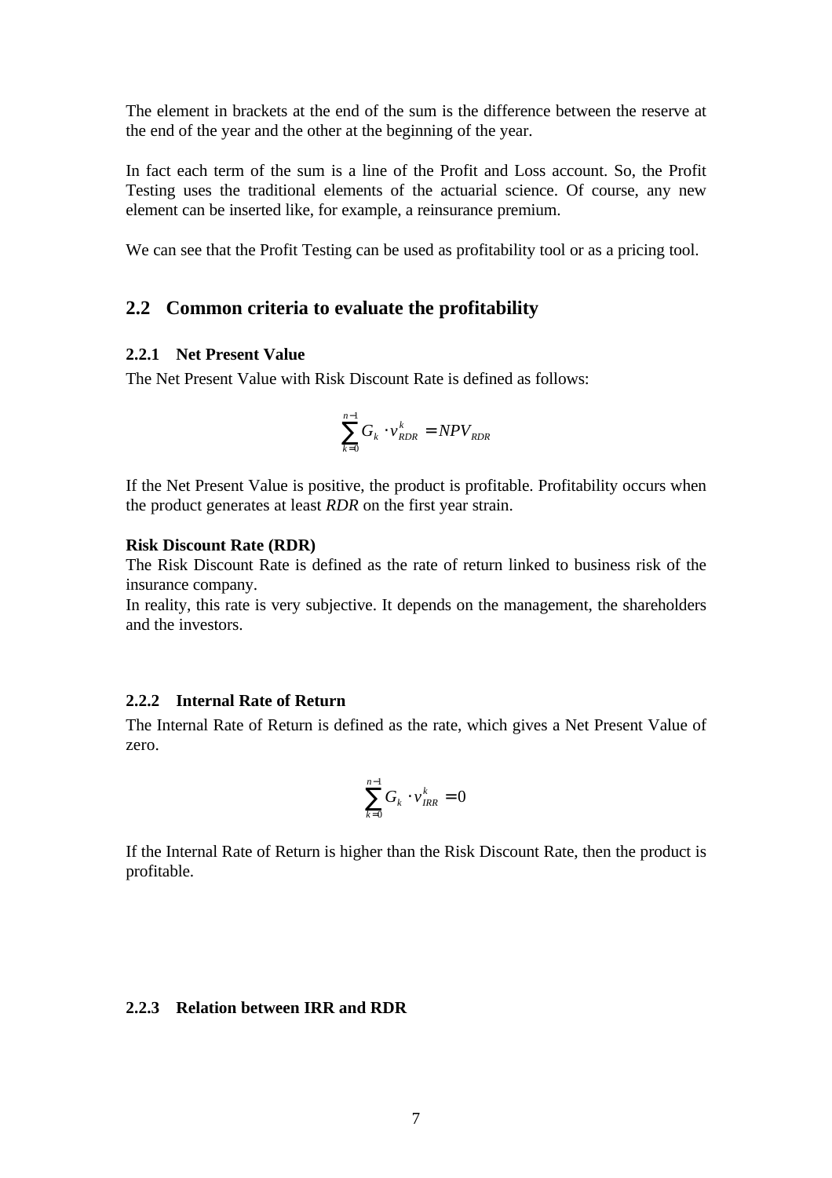The element in brackets at the end of the sum is the difference between the reserve at the end of the year and the other at the beginning of the year.

In fact each term of the sum is a line of the Profit and Loss account. So, the Profit Testing uses the traditional elements of the actuarial science. Of course, any new element can be inserted like, for example, a reinsurance premium.

We can see that the Profit Testing can be used as profitability tool or as a pricing tool.

## 2.2 Common criteria to evaluate the profitability

### 2.2.1 Net Present Value

The Net Present Value with Risk Discount Rate is defined as follows:

$$\sum_{k=0}^{n-1} G_k \cdot v_{RDR}^k = NPV_{RDR}$$

If the Net Present Value is positive, the product is profitable. Profitability occurs when the product generates at least *RDR* on the first year strain.

**Risk Discount Rate (RDR)**

The Risk Discount Rate is defined as the rate of return linked to business risk of the insurance company.

In reality, this rate is very subjective. It depends on the management, the shareholders and the investors.

### 2.2.2 Internal Rate of Return

The Internal Rate of Return is defined as the rate, which gives a Net Present Value of zero.

$$\sum_{k=0}^{n-1} G_k \cdot v_{IRR}^k = 0$$

If the Internal Rate of Return is higher than the Risk Discount Rate, then the product is profitable.

### 2.2.3 Relation between IRR and RDR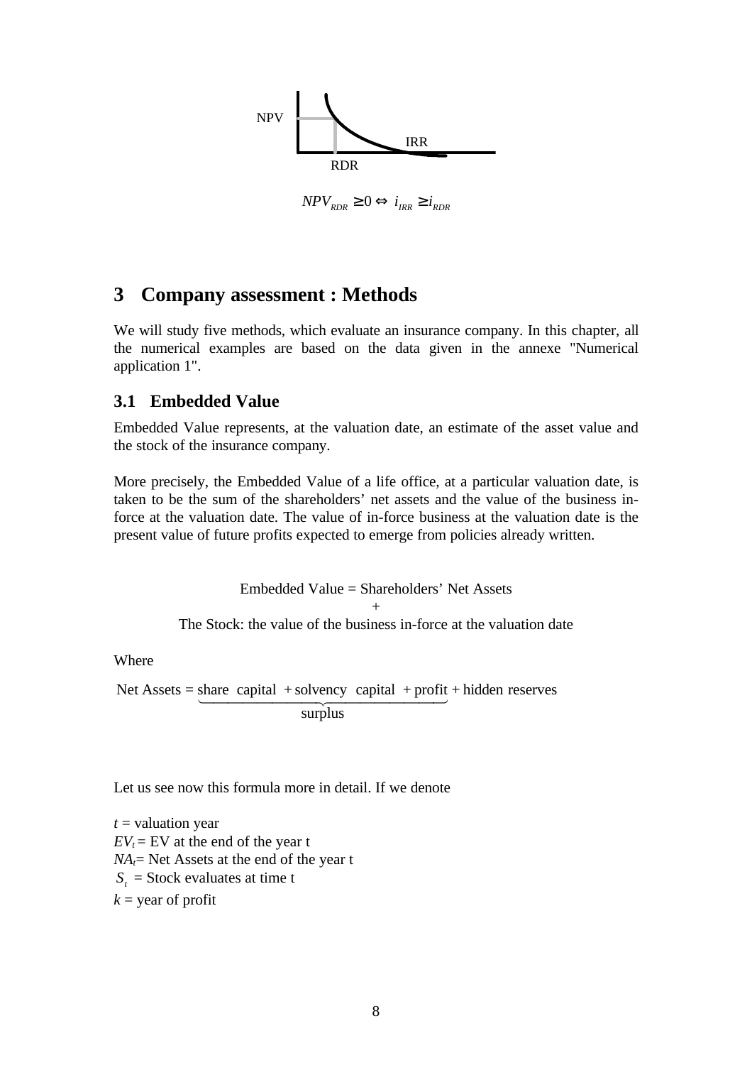NPV

IRR

RDR

$$NPV_{RDR} \geq 0 \Leftrightarrow i_{IRR} \geq i_{RDR}$$

# 3 Company assessment : Methods

We will study five methods, which evaluate an insurance company. In this chapter, all the numerical examples are based on the data given in the annexe "Numerical application 1".

## 3.1 Embedded Value

Embedded Value represents, at the valuation date, an estimate of the asset value and the stock of the insurance company.

More precisely, the Embedded Value of a life office, at a particular valuation date, is taken to be the sum of the shareholders' net assets and the value of the business in-force at the valuation date. The value of in-force business at the valuation date is the present value of future profits expected to emerge from policies already written.

Embedded Value = Shareholders' Net Assets
+
The Stock: the value of the business in-force at the valuation date

Where

$$\text{Net Assets} = \underbrace{\text{share capital} + \text{solvency capital} + \text{profit}}_{\text{surplus}} + \text{hidden reserves}$$

Let us see now this formula more in detail. If we denote

$t$ = valuation year
$EV_t$ = EV at the end of the year t
$NA_t$ = Net Assets at the end of the year t
$S_t$ = Stock evaluates at time t
$k$ = year of profit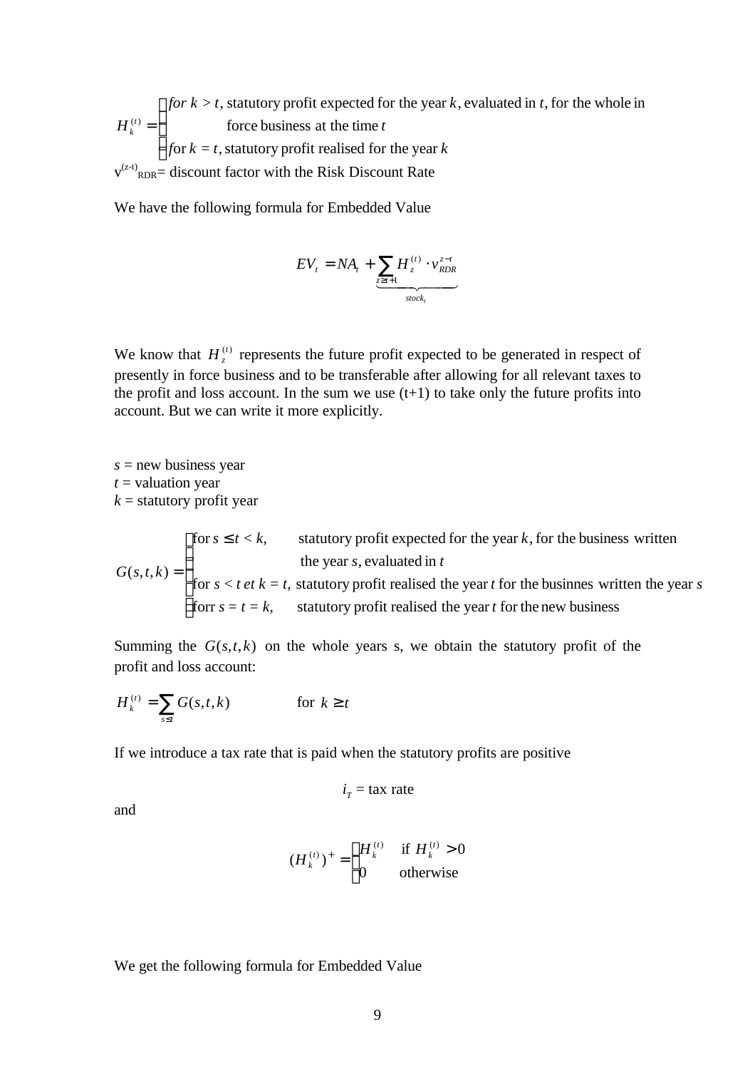$$H_k^{(t)} = \begin{cases} \textit{for } k > t, \text{ statutory profit expected for the year } k, \text{ evaluated in } t, \text{ for the whole in force business at the time } t \\ \textit{for } k = t, \text{ statutory profit realised for the year } k \end{cases}$$

$v^{(z-t)}_{RDR}$= discount factor with the Risk Discount Rate

We have the following formula for Embedded Value

$$EV_t = NA_t + \underbrace{\sum_{z \geq t+1} H_z^{(t)} \cdot v_{RDR}^{z-t}}_{stock_t}$$

We know that $H_z^{(t)}$ represents the future profit expected to be generated in respect of presently in force business and to be transferable after allowing for all relevant taxes to the profit and loss account. In the sum we use (t+1) to take only the future profits into account. But we can write it more explicitly.

*s* = new business year
*t* = valuation year
*k* = statutory profit year

$$G(s,t,k) = \begin{cases} \text{for } s \leq t < k, & \text{statutory profit expected for the year } k, \text{ for the business written the year } s, \text{ evaluated in } t \\ \text{for } s < t \text{ et } k = t, & \text{statutory profit realised the year } t \text{ for the businnes written the year } s \\ \text{forr } s = t = k, & \text{statutory profit realised the year } t \text{ for the new business} \end{cases}$$

Summing the $G(s,t,k)$ on the whole years s, we obtain the statutory profit of the profit and loss account:

$$H_k^{(t)} = \sum_{s \leq t} G(s,t,k) \qquad \text{for } k \geq t$$

If we introduce a tax rate that is paid when the statutory profits are positive

$$i_T = \text{tax rate}$$

and

$$(H_k^{(t)})^+ = \begin{cases} H_k^{(t)} & \text{if } H_k^{(t)} > 0 \\ 0 & \text{otherwise} \end{cases}$$

We get the following formula for Embedded Value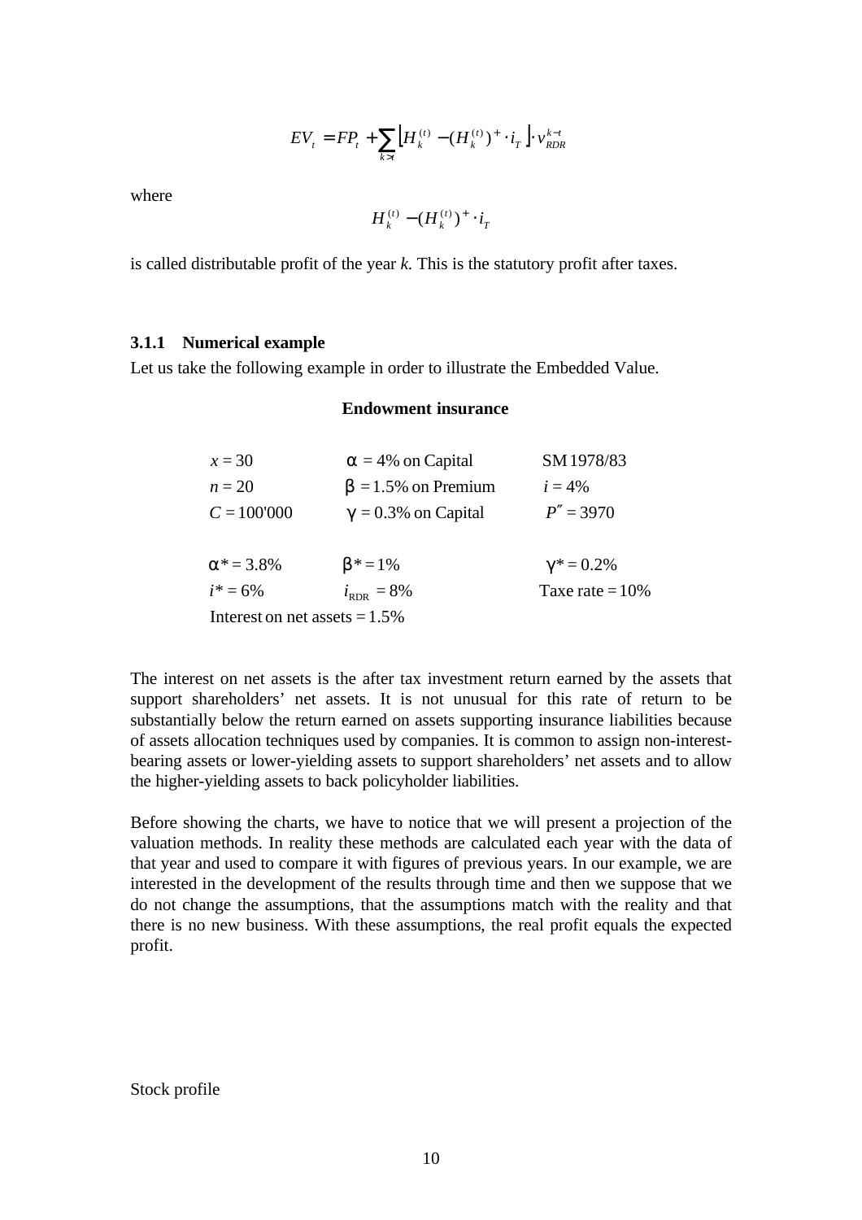$$EV_t = FP_t + \sum_{k>t} \left[ H_k^{(t)} - (H_k^{(t)})^+ \cdot i_T \right] \cdot v_{RDR}^{k-t}$$

where

$$H_k^{(t)} - (H_k^{(t)})^+ \cdot i_T$$

is called distributable profit of the year *k*. This is the statutory profit after taxes.

### 3.1.1 Numerical example

Let us take the following example in order to illustrate the Embedded Value.

**Endowment insurance**

| | | |
|---|---|---|
| $x = 30$ | $\alpha = 4\%$ on Capital | SM 1978/83 |
| $n = 20$ | $\beta = 1.5\%$ on Premium | $i = 4\%$ |
| $C = 100'000$ | $\gamma = 0.3\%$ on Capital | $P'' = 3970$ |
| | | |
| $\alpha^* = 3.8\%$ | $\beta^* = 1\%$ | $\gamma^* = 0.2\%$ |
| $i^* = 6\%$ | $i_{\text{RDR}} = 8\%$ | Taxe rate $= 10\%$ |
| Interest on net assets $= 1.5\%$ | | |

The interest on net assets is the after tax investment return earned by the assets that support shareholders' net assets. It is not unusual for this rate of return to be substantially below the return earned on assets supporting insurance liabilities because of assets allocation techniques used by companies. It is common to assign non-interest-bearing assets or lower-yielding assets to support shareholders' net assets and to allow the higher-yielding assets to back policyholder liabilities.

Before showing the charts, we have to notice that we will present a projection of the valuation methods. In reality these methods are calculated each year with the data of that year and used to compare it with figures of previous years. In our example, we are interested in the development of the results through time and then we suppose that we do not change the assumptions, that the assumptions match with the reality and that there is no new business. With these assumptions, the real profit equals the expected profit.

Stock profile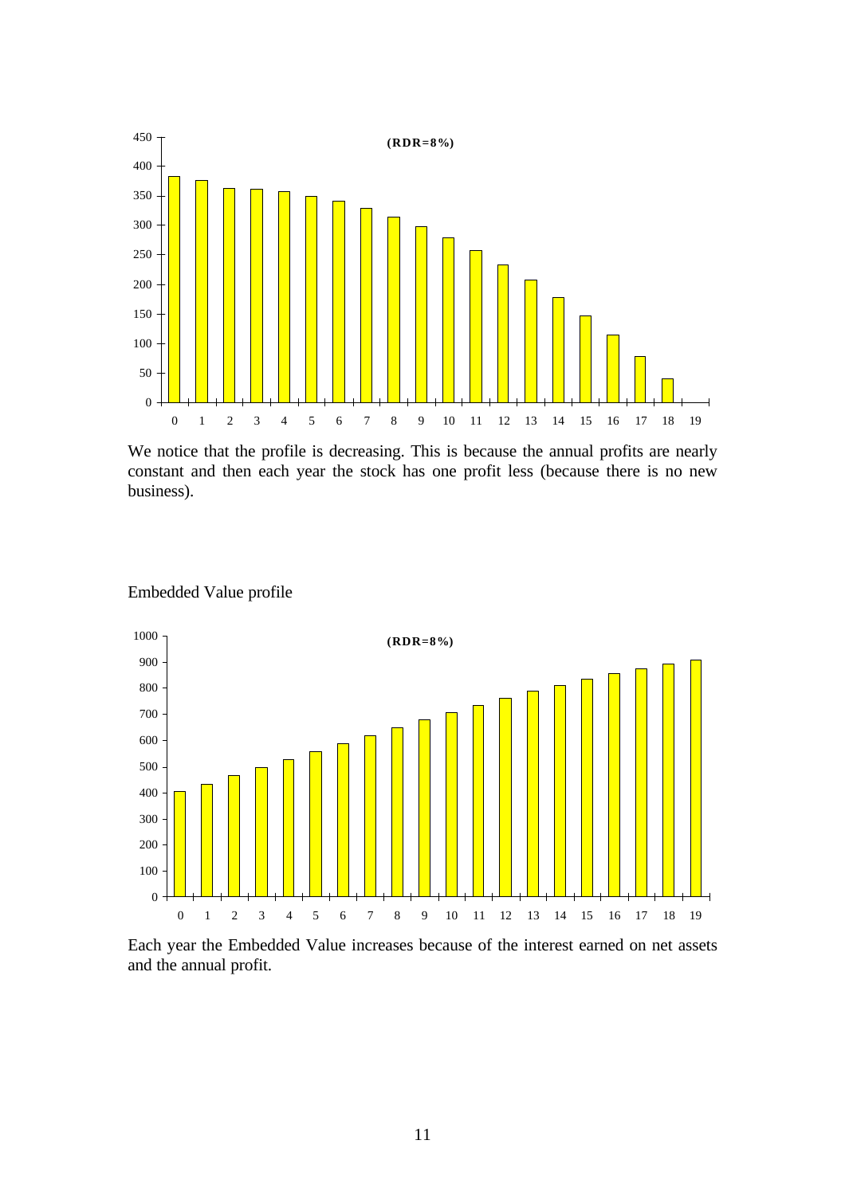We notice that the profile is decreasing. This is because the annual profits are nearly constant and then each year the stock has one profit less (because there is no new business).

Embedded Value profile

Each year the Embedded Value increases because of the interest earned on net assets and the annual profit.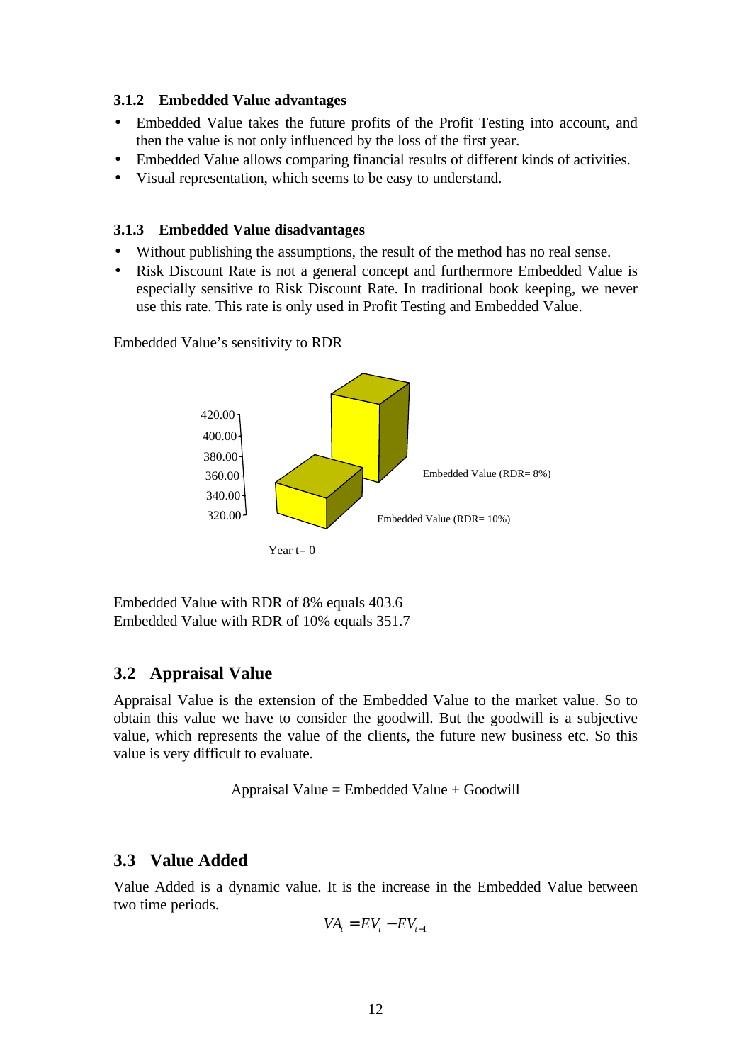### 3.1.2 Embedded Value advantages

- Embedded Value takes the future profits of the Profit Testing into account, and then the value is not only influenced by the loss of the first year.
- Embedded Value allows comparing financial results of different kinds of activities.
- Visual representation, which seems to be easy to understand.

### 3.1.3 Embedded Value disadvantages

- Without publishing the assumptions, the result of the method has no real sense.
- Risk Discount Rate is not a general concept and furthermore Embedded Value is especially sensitive to Risk Discount Rate. In traditional book keeping, we never use this rate. This rate is only used in Profit Testing and Embedded Value.

Embedded Value's sensitivity to RDR

Embedded Value with RDR of 8% equals 403.6
Embedded Value with RDR of 10% equals 351.7

## 3.2 Appraisal Value

Appraisal Value is the extension of the Embedded Value to the market value. So to obtain this value we have to consider the goodwill. But the goodwill is a subjective value, which represents the value of the clients, the future new business etc. So this value is very difficult to evaluate.

$$\text{Appraisal Value} = \text{Embedded Value} + \text{Goodwill}$$

## 3.3 Value Added

Value Added is a dynamic value. It is the increase in the Embedded Value between two time periods.

$$VA_t = EV_t - EV_{t-1}$$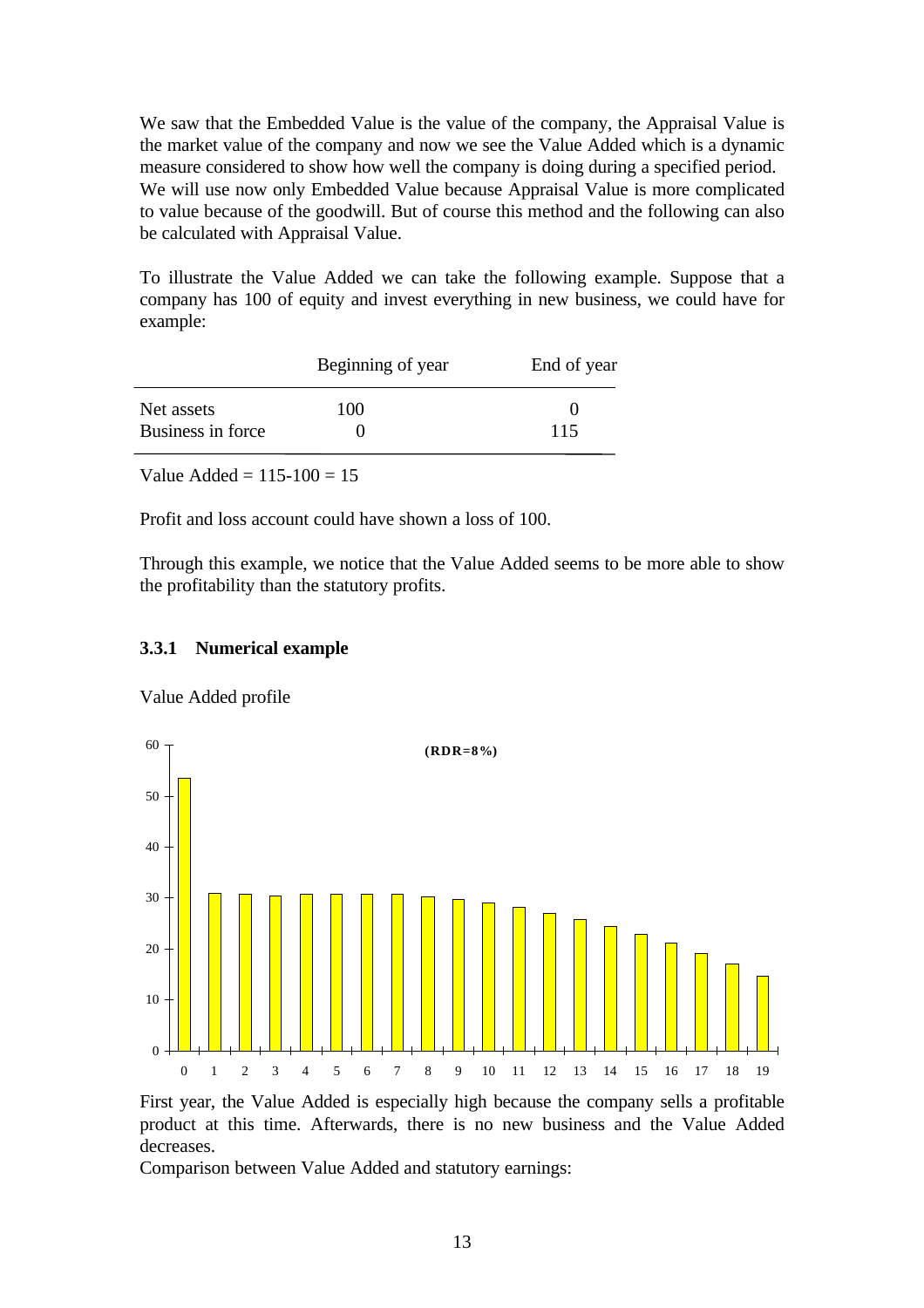We saw that the Embedded Value is the value of the company, the Appraisal Value is the market value of the company and now we see the Value Added which is a dynamic measure considered to show how well the company is doing during a specified period. We will use now only Embedded Value because Appraisal Value is more complicated to value because of the goodwill. But of course this method and the following can also be calculated with Appraisal Value.

To illustrate the Value Added we can take the following example. Suppose that a company has 100 of equity and invest everything in new business, we could have for example:

| | Beginning of year | End of year |
|---|---|---|
| Net assets | 100 | 0 |
| Business in force | 0 | 115 |

Value Added = 115-100 = 15

Profit and loss account could have shown a loss of 100.

Through this example, we notice that the Value Added seems to be more able to show the profitability than the statutory profits.

### 3.3.1 Numerical example

Value Added profile

(RDR=8%)

First year, the Value Added is especially high because the company sells a profitable product at this time. Afterwards, there is no new business and the Value Added decreases.

Comparison between Value Added and statutory earnings: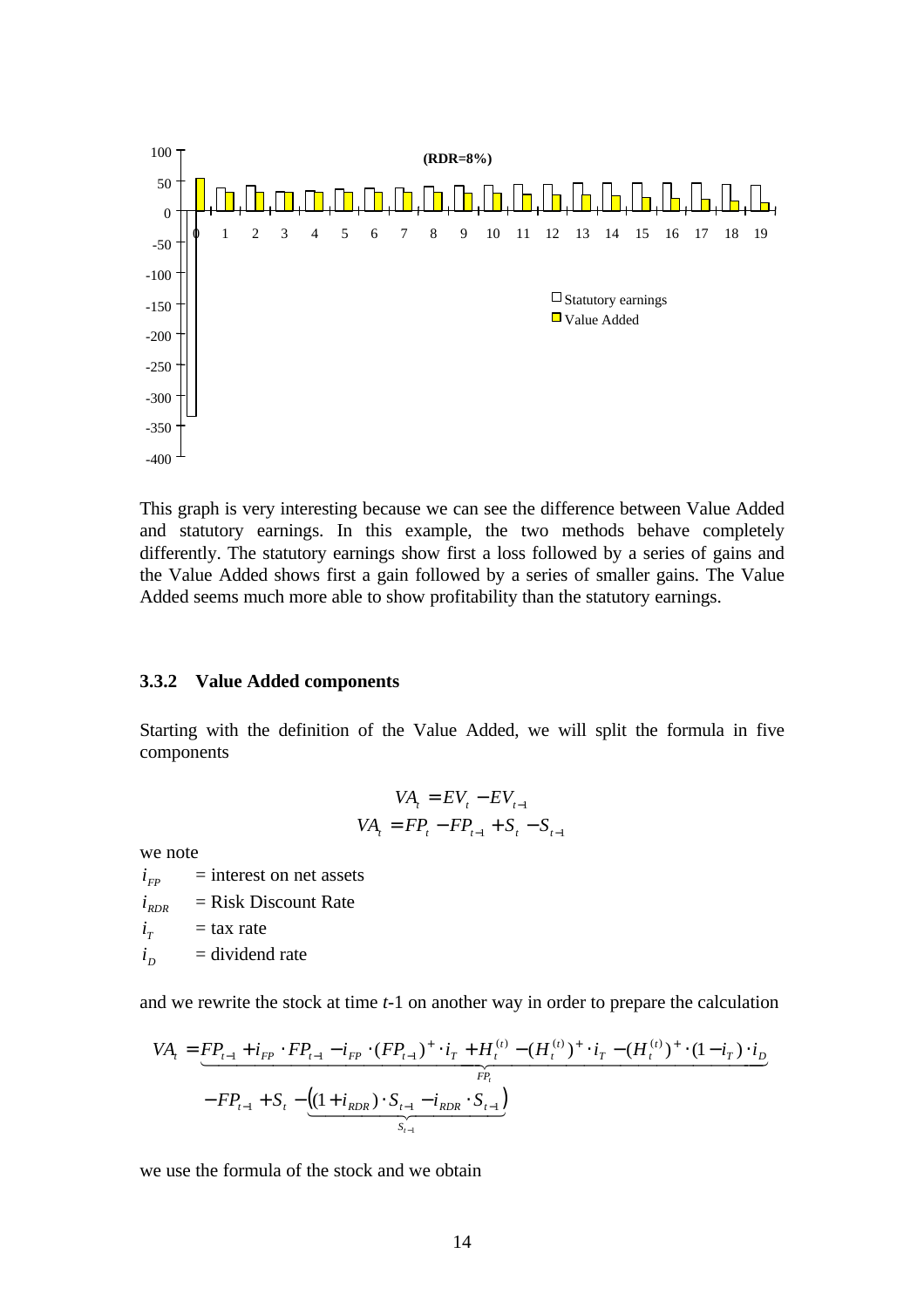This graph is very interesting because we can see the difference between Value Added and statutory earnings. In this example, the two methods behave completely differently. The statutory earnings show first a loss followed by a series of gains and the Value Added shows first a gain followed by a series of smaller gains. The Value Added seems much more able to show profitability than the statutory earnings.

### 3.3.2 Value Added components

Starting with the definition of the Value Added, we will split the formula in five components

$$VA_t = EV_t - EV_{t-1}$$
$$VA_t = FP_t - FP_{t-1} + S_t - S_{t-1}$$

we note

$i_{FP}$ = interest on net assets

$i_{RDR}$ = Risk Discount Rate

$i_T$ = tax rate

$i_D$ = dividend rate

and we rewrite the stock at time $t$-1 on another way in order to prepare the calculation

$$VA_t = \underbrace{FP_{t-1} + i_{FP} \cdot FP_{t-1} - i_{FP} \cdot (FP_{t-1})^+ \cdot i_T + H_t^{(t)} - (H_t^{(t)})^+ \cdot i_T - (H_t^{(t)})^+ \cdot (1 - i_T) \cdot i_D}_{FP_t}$$
$$- FP_{t-1} + S_t - \underbrace{\left((1 + i_{RDR}) \cdot S_{t-1} - i_{RDR} \cdot S_{t-1}\right)}_{S_{t-1}}$$

we use the formula of the stock and we obtain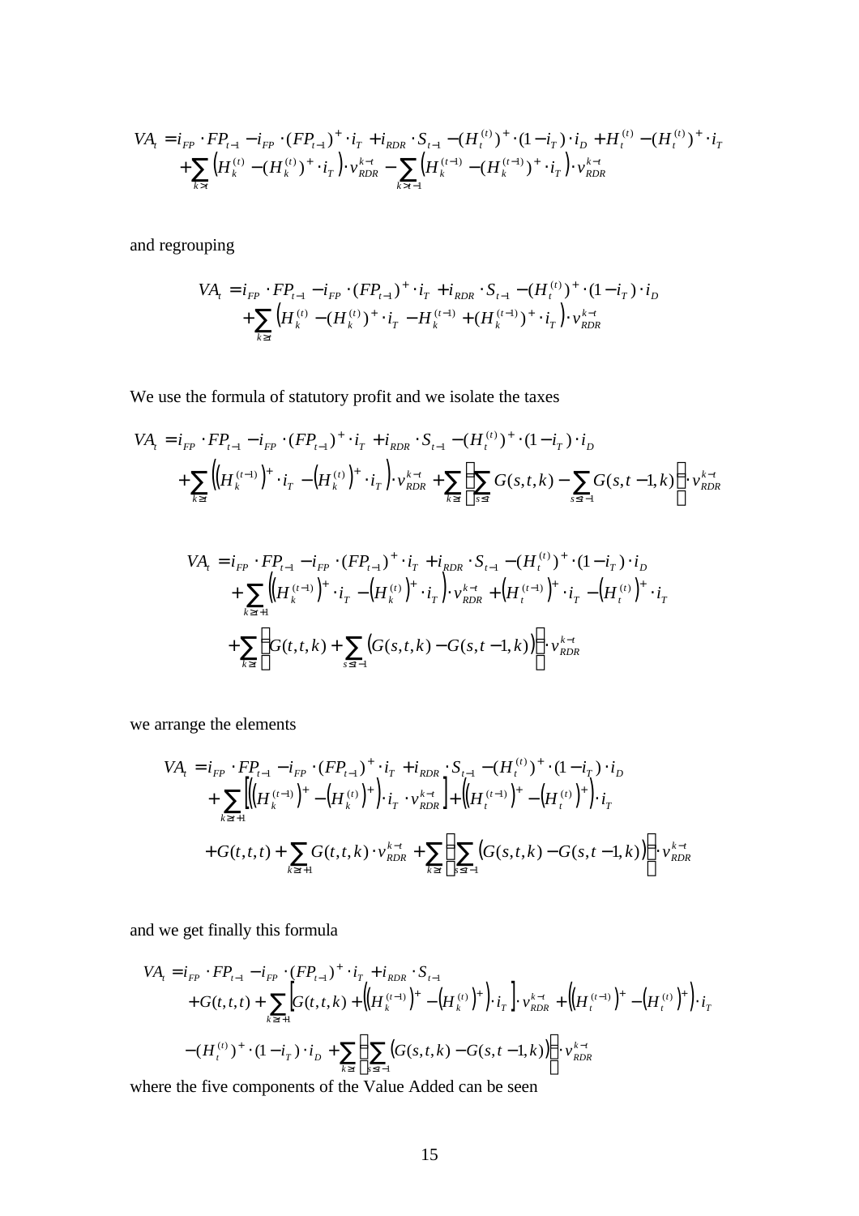$$
\begin{aligned}
VA_t = & \, i_{FP} \cdot FP_{t-1} - i_{FP} \cdot (FP_{t-1})^+ \cdot i_T + i_{RDR} \cdot S_{t-1} - (H_t^{(t)})^+ \cdot (1-i_T) \cdot i_D + H_t^{(t)} - (H_t^{(t)})^+ \cdot i_T \\
& + \sum_{k>t} \left(H_k^{(t)} - (H_k^{(t)})^+ \cdot i_T\right) \cdot v_{RDR}^{k-t} - \sum_{k>t-1} \left(H_k^{(t-1)} - (H_k^{(t-1)})^+ \cdot i_T\right) \cdot v_{RDR}^{k-t}
\end{aligned}
$$

and regrouping

$$
\begin{aligned}
VA_t = & \, i_{FP} \cdot FP_{t-1} - i_{FP} \cdot (FP_{t-1})^+ \cdot i_T + i_{RDR} \cdot S_{t-1} - (H_t^{(t)})^+ \cdot (1-i_T) \cdot i_D \\
& + \sum_{k \geq t} \left(H_k^{(t)} - (H_k^{(t)})^+ \cdot i_T - H_k^{(t-1)} + (H_k^{(t-1)})^+ \cdot i_T\right) \cdot v_{RDR}^{k-t}
\end{aligned}
$$

We use the formula of statutory profit and we isolate the taxes

$$
\begin{aligned}
VA_t = & \, i_{FP} \cdot FP_{t-1} - i_{FP} \cdot (FP_{t-1})^+ \cdot i_T + i_{RDR} \cdot S_{t-1} - (H_t^{(t)})^+ \cdot (1-i_T) \cdot i_D \\
& + \sum_{k \geq t} \left(\left(H_k^{(t-1)}\right)^+ \cdot i_T - \left(H_k^{(t)}\right)^+ \cdot i_T\right) \cdot v_{RDR}^{k-t} + \sum_{k \geq t} \left(\sum_{s \leq t} G(s,t,k) - \sum_{s \leq t-1} G(s,t-1,k)\right) \cdot v_{RDR}^{k-t}
\end{aligned}
$$

$$
\begin{aligned}
VA_t = & \, i_{FP} \cdot FP_{t-1} - i_{FP} \cdot (FP_{t-1})^+ \cdot i_T + i_{RDR} \cdot S_{t-1} - (H_t^{(t)})^+ \cdot (1-i_T) \cdot i_D \\
& + \sum_{k \geq t+1} \left(\left(H_k^{(t-1)}\right)^+ \cdot i_T - \left(H_k^{(t)}\right)^+ \cdot i_T\right) \cdot v_{RDR}^{k-t} + \left(H_t^{(t-1)}\right)^+ \cdot i_T - \left(H_t^{(t)}\right)^+ \cdot i_T \\
& + \sum_{k \geq t} \left(G(t,t,k) + \sum_{s \leq t-1} \left(G(s,t,k) - G(s,t-1,k)\right)\right) \cdot v_{RDR}^{k-t}
\end{aligned}
$$

we arrange the elements

$$
\begin{aligned}
VA_t = & \, i_{FP} \cdot FP_{t-1} - i_{FP} \cdot (FP_{t-1})^+ \cdot i_T + i_{RDR} \cdot S_{t-1} - (H_t^{(t)})^+ \cdot (1-i_T) \cdot i_D \\
& + \sum_{k \geq t+1} \left[\left(\left(H_k^{(t-1)}\right)^+ - \left(H_k^{(t)}\right)^+\right) \cdot i_T \cdot v_{RDR}^{k-t}\right] + \left(\left(H_t^{(t-1)}\right)^+ - \left(H_t^{(t)}\right)^+\right) \cdot i_T \\
& + G(t,t,t) + \sum_{k \geq t+1} G(t,t,k) \cdot v_{RDR}^{k-t} + \sum_{k \geq t} \left(\sum_{s \leq t-1} \left(G(s,t,k) - G(s,t-1,k)\right)\right) \cdot v_{RDR}^{k-t}
\end{aligned}
$$

and we get finally this formula

$$
\begin{aligned}
VA_t = & \, i_{FP} \cdot FP_{t-1} - i_{FP} \cdot (FP_{t-1})^+ \cdot i_T + i_{RDR} \cdot S_{t-1} \\
& + G(t,t,t) + \sum_{k \geq t+1} \left[G(t,t,k) + \left(\left(H_k^{(t-1)}\right)^+ - \left(H_k^{(t)}\right)^+\right) \cdot i_T\right] \cdot v_{RDR}^{k-t} + \left(\left(H_t^{(t-1)}\right)^+ - \left(H_t^{(t)}\right)^+\right) \cdot i_T \\
& - (H_t^{(t)})^+ \cdot (1-i_T) \cdot i_D + \sum_{k \geq t} \left(\sum_{s \leq t-1} \left(G(s,t,k) - G(s,t-1,k)\right)\right) \cdot v_{RDR}^{k-t}
\end{aligned}
$$

where the five components of the Value Added can be seen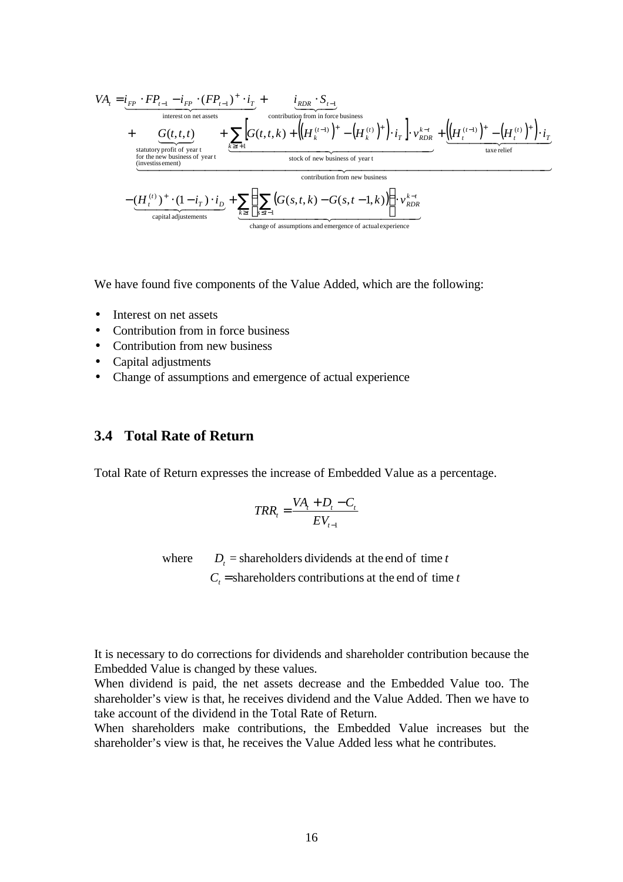$$
\begin{aligned}
VA_t = & \underbrace{i_{FP} \cdot FP_{t-1} - i_{FP} \cdot (FP_{t-1})^+ \cdot i_T}_{\text{interest on net assets}} + \underbrace{i_{RDR} \cdot S_{t-1}}_{\text{contribution from in force business}} \\
& + \underbrace{\underbrace{G(t,t,t)}_{\substack{\text{statutory profit of year t} \\ \text{for the new business of year t} \\ \text{(investissement)}}} + \underbrace{\sum_{k \geq t+1} \left[ G(t,t,k) + \left( \left(H_k^{(t-1)}\right)^+ - \left(H_k^{(t)}\right)^+ \right) \cdot i_T \right] \cdot v_{RDR}^{k-t}}_{\text{stock of new business of year t}} + \underbrace{\left( \left(H_t^{(t-1)}\right)^+ - \left(H_t^{(t)}\right)^+ \right) \cdot i_T}_{\text{taxe relief}}}_{\text{contribution from new business}} \\
& \underbrace{- (H_t^{(t)})^+ \cdot (1 - i_T) \cdot i_D}_{\text{capital adjustements}} + \underbrace{\sum_{k \geq t} \left( \sum_{s \leq t-1} \left( G(s,t,k) - G(s,t-1,k) \right) \right) \cdot v_{RDR}^{k-t}}_{\text{change of assumptions and emergence of actual experience}}
\end{aligned}
$$

We have found five components of the Value Added, which are the following:

- Interest on net assets
- Contribution from in force business
- Contribution from new business
- Capital adjustments
- Change of assumptions and emergence of actual experience

## 3.4 Total Rate of Return

Total Rate of Return expresses the increase of Embedded Value as a percentage.

$$
TRR_t = \frac{VA_t + D_t - C_t}{EV_{t-1}}
$$

where $D_t$ = shareholders dividends at the end of time $t$
$C_t$ = shareholders contributions at the end of time $t$

It is necessary to do corrections for dividends and shareholder contribution because the Embedded Value is changed by these values.
When dividend is paid, the net assets decrease and the Embedded Value too. The shareholder's view is that, he receives dividend and the Value Added. Then we have to take account of the dividend in the Total Rate of Return.
When shareholders make contributions, the Embedded Value increases but the shareholder's view is that, he receives the Value Added less what he contributes.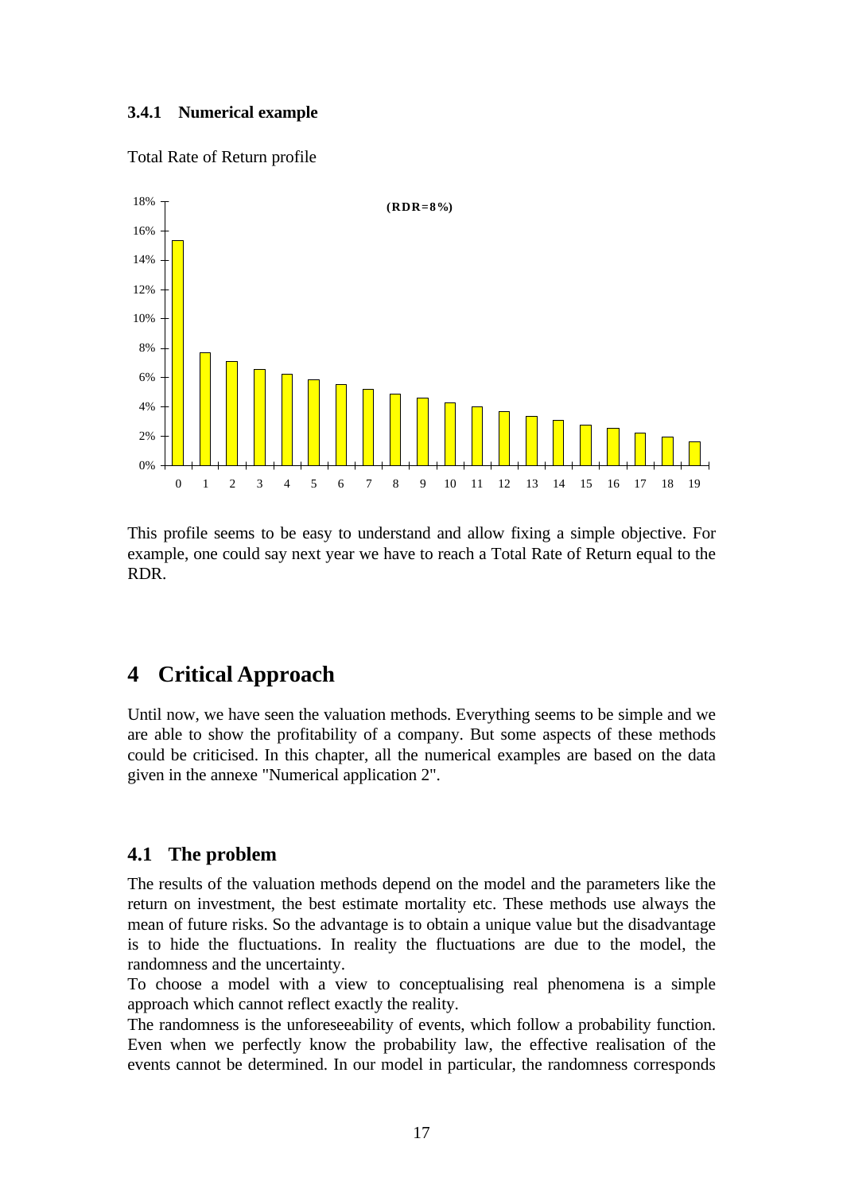### 3.4.1 Numerical example

Total Rate of Return profile

This profile seems to be easy to understand and allow fixing a simple objective. For example, one could say next year we have to reach a Total Rate of Return equal to the RDR.

# 4 Critical Approach

Until now, we have seen the valuation methods. Everything seems to be simple and we are able to show the profitability of a company. But some aspects of these methods could be criticised. In this chapter, all the numerical examples are based on the data given in the annexe "Numerical application 2".

## 4.1 The problem

The results of the valuation methods depend on the model and the parameters like the return on investment, the best estimate mortality etc. These methods use always the mean of future risks. So the advantage is to obtain a unique value but the disadvantage is to hide the fluctuations. In reality the fluctuations are due to the model, the randomness and the uncertainty.

To choose a model with a view to conceptualising real phenomena is a simple approach which cannot reflect exactly the reality.

The randomness is the unforeseeability of events, which follow a probability function. Even when we perfectly know the probability law, the effective realisation of the events cannot be determined. In our model in particular, the randomness corresponds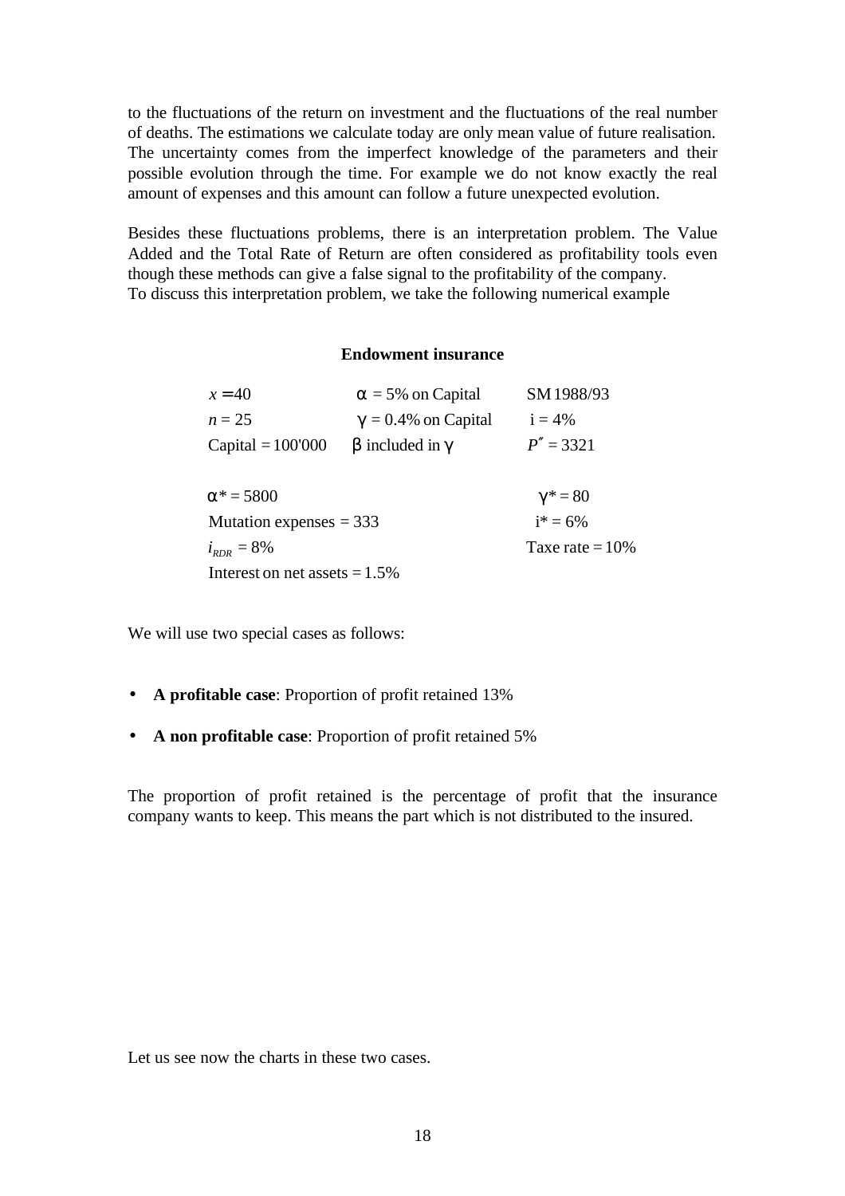to the fluctuations of the return on investment and the fluctuations of the real number of deaths. The estimations we calculate today are only mean value of future realisation. The uncertainty comes from the imperfect knowledge of the parameters and their possible evolution through the time. For example we do not know exactly the real amount of expenses and this amount can follow a future unexpected evolution.

Besides these fluctuations problems, there is an interpretation problem. The Value Added and the Total Rate of Return are often considered as profitability tools even though these methods can give a false signal to the profitability of the company.
To discuss this interpretation problem, we take the following numerical example

**Endowment insurance**

| | | |
|---|---|---|
| $x = 40$ | $\alpha$ = 5% on Capital | SM 1988/93 |
| $n = 25$ | $\gamma$ = 0.4% on Capital | i = 4% |
| Capital = 100'000 | $\beta$ included in $\gamma$ | $P'' = 3321$ |
| | | |
| $\alpha^* = 5800$ | | $\gamma^* = 80$ |
| Mutation expenses = 333 | | $i^* = 6\%$ |
| $i_{RDR} = 8\%$ | | Taxe rate = 10% |
| Interest on net assets = 1.5% | | |

We will use two special cases as follows:

- **A profitable case**: Proportion of profit retained 13%
- **A non profitable case**: Proportion of profit retained 5%

The proportion of profit retained is the percentage of profit that the insurance company wants to keep. This means the part which is not distributed to the insured.

Let us see now the charts in these two cases.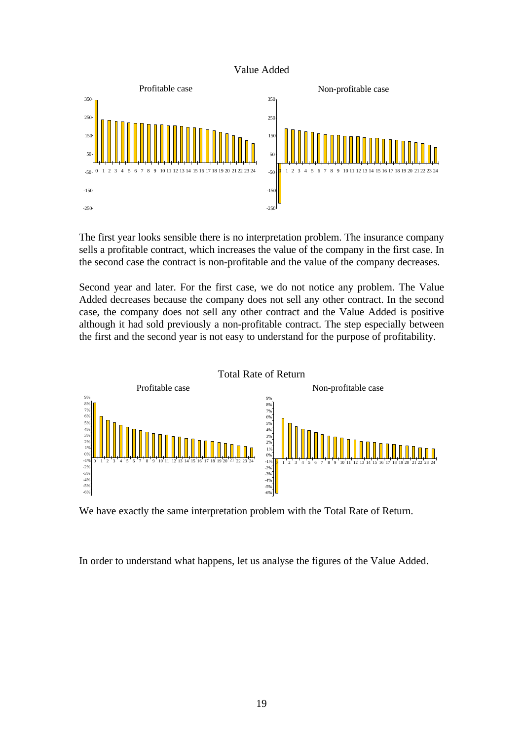Value Added

Profitable case

Non-profitable case

The first year looks sensible there is no interpretation problem. The insurance company sells a profitable contract, which increases the value of the company in the first case. In the second case the contract is non-profitable and the value of the company decreases.

Second year and later. For the first case, we do not notice any problem. The Value Added decreases because the company does not sell any other contract. In the second case, the company does not sell any other contract and the Value Added is positive although it had sold previously a non-profitable contract. The step especially between the first and the second year is not easy to understand for the purpose of profitability.

Total Rate of Return

Profitable case

Non-profitable case

We have exactly the same interpretation problem with the Total Rate of Return.

In order to understand what happens, let us analyse the figures of the Value Added.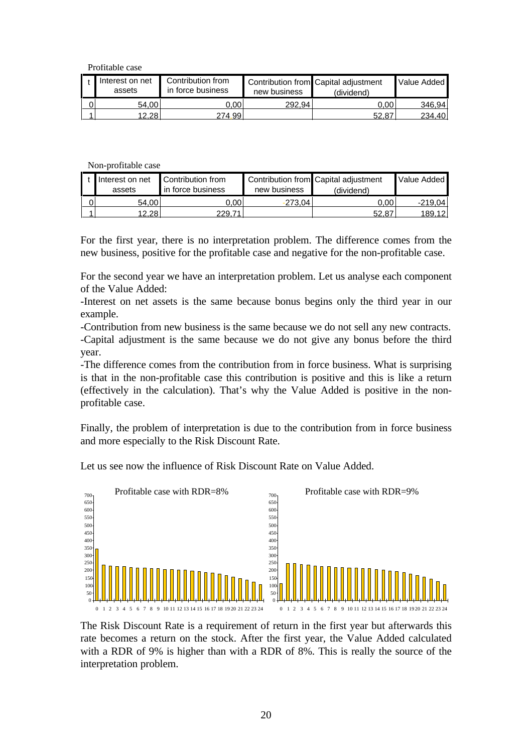Profitable case

| t | Interest on net assets | Contribution from in force business | Contribution from new business | Capital adjustment (dividend) | Value Added |
|---|---|---|---|---|---|
| 0 | 54,00 | 0,00 | 292,94 | 0,00 | 346,94 |
| 1 | 12,28 | 274,99 | | 52,87 | 234,40 |

Non-profitable case

| t | Interest on net assets | Contribution from in force business | Contribution from new business | Capital adjustment (dividend) | Value Added |
|---|---|---|---|---|---|
| 0 | 54,00 | 0,00 | -273,04 | 0,00 | -219,04 |
| 1 | 12,28 | 229,71 | | 52,87 | 189,12 |

For the first year, there is no interpretation problem. The difference comes from the new business, positive for the profitable case and negative for the non-profitable case.

For the second year we have an interpretation problem. Let us analyse each component of the Value Added:

-Interest on net assets is the same because bonus begins only the third year in our example.

-Contribution from new business is the same because we do not sell any new contracts.

-Capital adjustment is the same because we do not give any bonus before the third year.

-The difference comes from the contribution from in force business. What is surprising is that in the non-profitable case this contribution is positive and this is like a return (effectively in the calculation). That's why the Value Added is positive in the non-profitable case.

Finally, the problem of interpretation is due to the contribution from in force business and more especially to the Risk Discount Rate.

Let us see now the influence of Risk Discount Rate on Value Added.

Profitable case with RDR=8%

Profitable case with RDR=9%

The Risk Discount Rate is a requirement of return in the first year but afterwards this rate becomes a return on the stock. After the first year, the Value Added calculated with a RDR of 9% is higher than with a RDR of 8%. This is really the source of the interpretation problem.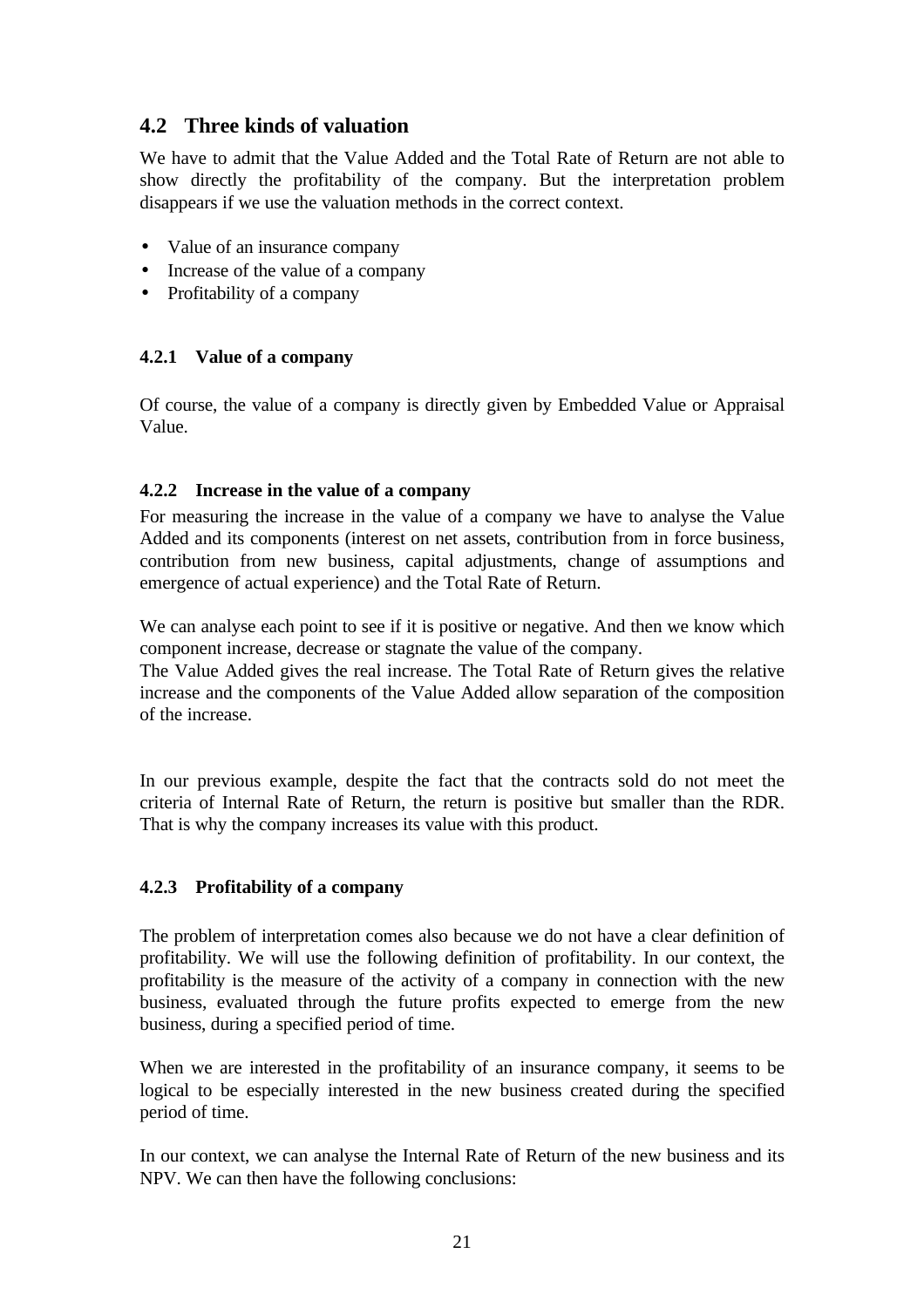## 4.2 Three kinds of valuation

We have to admit that the Value Added and the Total Rate of Return are not able to show directly the profitability of the company. But the interpretation problem disappears if we use the valuation methods in the correct context.

- Value of an insurance company
- Increase of the value of a company
- Profitability of a company

### 4.2.1 Value of a company

Of course, the value of a company is directly given by Embedded Value or Appraisal Value.

### 4.2.2 Increase in the value of a company

For measuring the increase in the value of a company we have to analyse the Value Added and its components (interest on net assets, contribution from in force business, contribution from new business, capital adjustments, change of assumptions and emergence of actual experience) and the Total Rate of Return.

We can analyse each point to see if it is positive or negative. And then we know which component increase, decrease or stagnate the value of the company.
The Value Added gives the real increase. The Total Rate of Return gives the relative increase and the components of the Value Added allow separation of the composition of the increase.

In our previous example, despite the fact that the contracts sold do not meet the criteria of Internal Rate of Return, the return is positive but smaller than the RDR. That is why the company increases its value with this product.

### 4.2.3 Profitability of a company

The problem of interpretation comes also because we do not have a clear definition of profitability. We will use the following definition of profitability. In our context, the profitability is the measure of the activity of a company in connection with the new business, evaluated through the future profits expected to emerge from the new business, during a specified period of time.

When we are interested in the profitability of an insurance company, it seems to be logical to be especially interested in the new business created during the specified period of time.

In our context, we can analyse the Internal Rate of Return of the new business and its NPV. We can then have the following conclusions: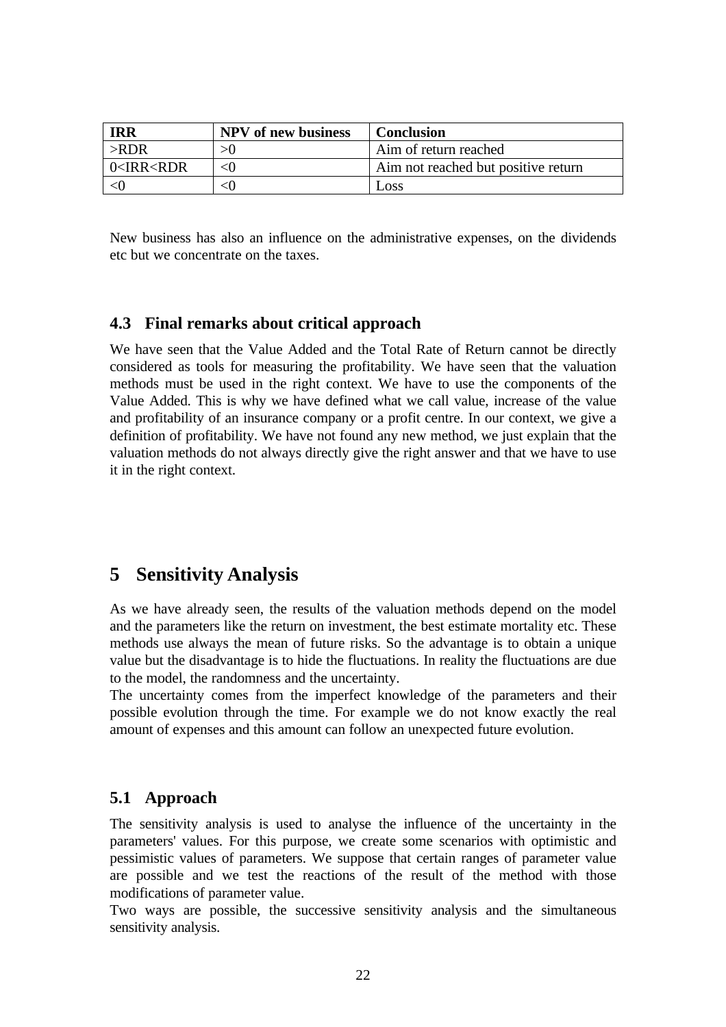| IRR | NPV of new business | Conclusion |
|---|---|---|
| >RDR | >0 | Aim of return reached |
| 0<IRR<RDR | <0 | Aim not reached but positive return |
| <0 | <0 | Loss |

New business has also an influence on the administrative expenses, on the dividends etc but we concentrate on the taxes.

### 4.3 Final remarks about critical approach

We have seen that the Value Added and the Total Rate of Return cannot be directly considered as tools for measuring the profitability. We have seen that the valuation methods must be used in the right context. We have to use the components of the Value Added. This is why we have defined what we call value, increase of the value and profitability of an insurance company or a profit centre. In our context, we give a definition of profitability. We have not found any new method, we just explain that the valuation methods do not always directly give the right answer and that we have to use it in the right context.

## 5 Sensitivity Analysis

As we have already seen, the results of the valuation methods depend on the model and the parameters like the return on investment, the best estimate mortality etc. These methods use always the mean of future risks. So the advantage is to obtain a unique value but the disadvantage is to hide the fluctuations. In reality the fluctuations are due to the model, the randomness and the uncertainty.
The uncertainty comes from the imperfect knowledge of the parameters and their possible evolution through the time. For example we do not know exactly the real amount of expenses and this amount can follow an unexpected future evolution.

### 5.1 Approach

The sensitivity analysis is used to analyse the influence of the uncertainty in the parameters' values. For this purpose, we create some scenarios with optimistic and pessimistic values of parameters. We suppose that certain ranges of parameter value are possible and we test the reactions of the result of the method with those modifications of parameter value.
Two ways are possible, the successive sensitivity analysis and the simultaneous sensitivity analysis.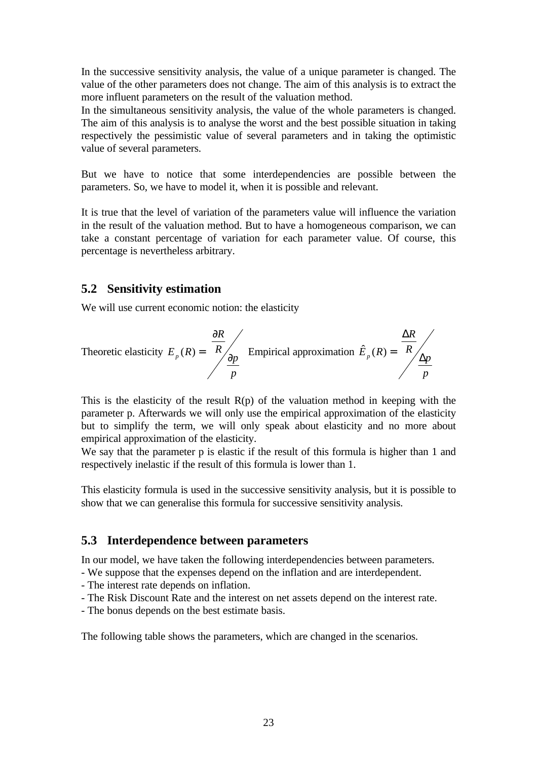In the successive sensitivity analysis, the value of a unique parameter is changed. The value of the other parameters does not change. The aim of this analysis is to extract the more influent parameters on the result of the valuation method.
In the simultaneous sensitivity analysis, the value of the whole parameters is changed. The aim of this analysis is to analyse the worst and the best possible situation in taking respectively the pessimistic value of several parameters and in taking the optimistic value of several parameters.

But we have to notice that some interdependencies are possible between the parameters. So, we have to model it, when it is possible and relevant.

It is true that the level of variation of the parameters value will influence the variation in the result of the valuation method. But to have a homogeneous comparison, we can take a constant percentage of variation for each parameter value. Of course, this percentage is nevertheless arbitrary.

## 5.2 Sensitivity estimation

We will use current economic notion: the elasticity

Theoretic elasticity $E_p(R) = \dfrac{\partial R / R}{\partial p / p}$ Empirical approximation $\hat{E}_p(R) = \dfrac{\Delta R / R}{\Delta p / p}$

This is the elasticity of the result R(p) of the valuation method in keeping with the parameter p. Afterwards we will only use the empirical approximation of the elasticity but to simplify the term, we will only speak about elasticity and no more about empirical approximation of the elasticity.
We say that the parameter p is elastic if the result of this formula is higher than 1 and respectively inelastic if the result of this formula is lower than 1.

This elasticity formula is used in the successive sensitivity analysis, but it is possible to show that we can generalise this formula for successive sensitivity analysis.

## 5.3 Interdependence between parameters

In our model, we have taken the following interdependencies between parameters.
- We suppose that the expenses depend on the inflation and are interdependent.
- The interest rate depends on inflation.
- The Risk Discount Rate and the interest on net assets depend on the interest rate.
- The bonus depends on the best estimate basis.

The following table shows the parameters, which are changed in the scenarios.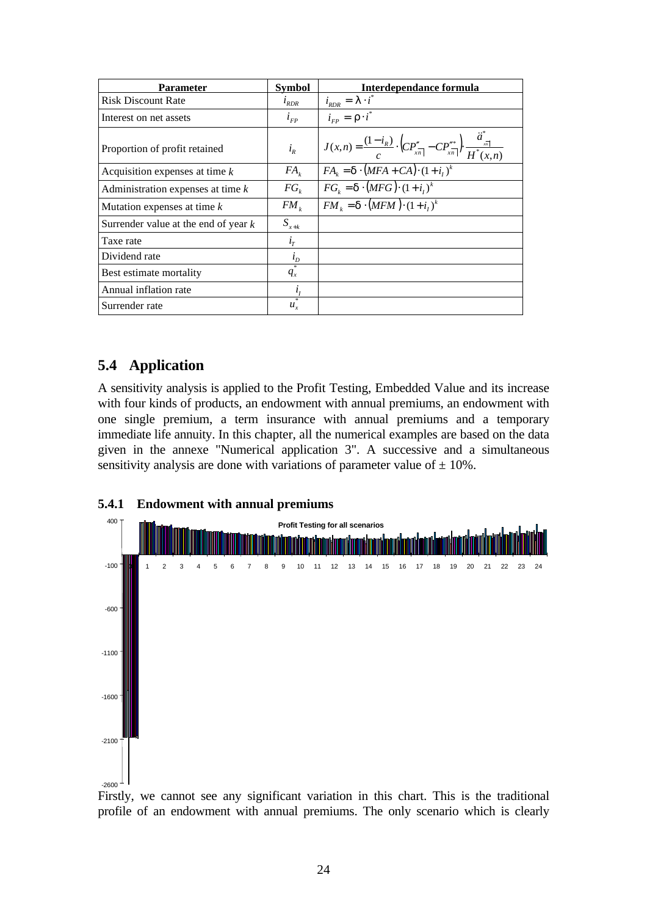| Parameter | Symbol | Interdependance formula |
|---|---|---|
| Risk Discount Rate | $i_{RDR}$ | $i_{RDR} = \lambda \cdot i^*$ |
| Interest on net assets | $i_{FP}$ | $i_{FP} = \rho \cdot i^*$ |
| Proportion of profit retained | $i_R$ | $J(x,n) = \frac{(1-i_R)}{c} \cdot \left(CP''_{\overline{xn}\rvert} - CP''^{*}_{\overline{xn}\rvert}\right) \cdot \frac{\ddot{a}^{*}_{\overline{xn}\rvert}}{H^{*}(x,n)}$ |
| Acquisition expenses at time *k* | $FA_k$ | $FA_k = \delta \cdot (MFA + CA) \cdot (1+i_I)^k$ |
| Administration expenses at time *k* | $FG_k$ | $FG_k = \delta \cdot (MFG) \cdot (1+i_I)^k$ |
| Mutation expenses at time *k* | $FM_k$ | $FM_k = \delta \cdot (MFM) \cdot (1+i_I)^k$ |
| Surrender value at the end of year *k* | $S_{x+k}$ | |
| Taxe rate | $i_T$ | |
| Dividend rate | $i_D$ | |
| Best estimate mortality | $q_x^*$ | |
| Annual inflation rate | $i_I$ | |
| Surrender rate | $u_x^*$ | |

## 5.4 Application

A sensitivity analysis is applied to the Profit Testing, Embedded Value and its increase with four kinds of products, an endowment with annual premiums, an endowment with one single premium, a term insurance with annual premiums and a temporary immediate life annuity. In this chapter, all the numerical examples are based on the data given in the annexe "Numerical application 3". A successive and a simultaneous sensitivity analysis are done with variations of parameter value of ± 10%.

### 5.4.1 Endowment with annual premiums

Firstly, we cannot see any significant variation in this chart. This is the traditional profile of an endowment with annual premiums. The only scenario which is clearly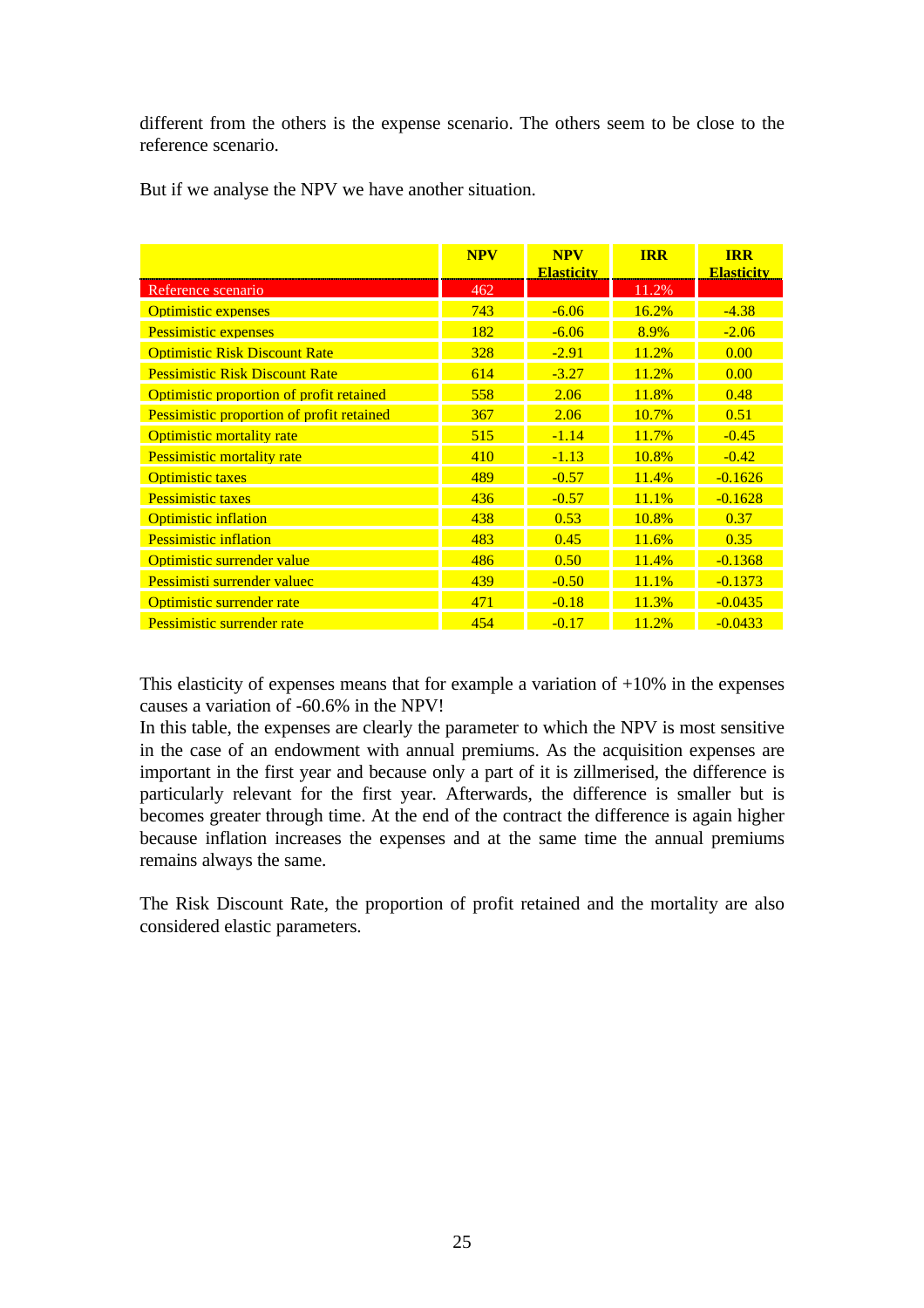different from the others is the expense scenario. The others seem to be close to the reference scenario.

But if we analyse the NPV we have another situation.

| | NPV | NPV Elasticity | IRR | IRR Elasticity |
|---|---|---|---|---|
| Reference scenario | 462 | | 11.2% | |
| Optimistic expenses | 743 | -6.06 | 16.2% | -4.38 |
| Pessimistic expenses | 182 | -6.06 | 8.9% | -2.06 |
| Optimistic Risk Discount Rate | 328 | -2.91 | 11.2% | 0.00 |
| Pessimistic Risk Discount Rate | 614 | -3.27 | 11.2% | 0.00 |
| Optimistic proportion of profit retained | 558 | 2.06 | 11.8% | 0.48 |
| Pessimistic proportion of profit retained | 367 | 2.06 | 10.7% | 0.51 |
| Optimistic mortality rate | 515 | -1.14 | 11.7% | -0.45 |
| Pessimistic mortality rate | 410 | -1.13 | 10.8% | -0.42 |
| Optimistic taxes | 489 | -0.57 | 11.4% | -0.1626 |
| Pessimistic taxes | 436 | -0.57 | 11.1% | -0.1628 |
| Optimistic inflation | 438 | 0.53 | 10.8% | 0.37 |
| Pessimistic inflation | 483 | 0.45 | 11.6% | 0.35 |
| Optimistic surrender value | 486 | 0.50 | 11.4% | -0.1368 |
| Pessimisti surrender valuec | 439 | -0.50 | 11.1% | -0.1373 |
| Optimistic surrender rate | 471 | -0.18 | 11.3% | -0.0435 |
| Pessimistic surrender rate | 454 | -0.17 | 11.2% | -0.0433 |

This elasticity of expenses means that for example a variation of +10% in the expenses causes a variation of -60.6% in the NPV!

In this table, the expenses are clearly the parameter to which the NPV is most sensitive in the case of an endowment with annual premiums. As the acquisition expenses are important in the first year and because only a part of it is zillmerised, the difference is particularly relevant for the first year. Afterwards, the difference is smaller but is becomes greater through time. At the end of the contract the difference is again higher because inflation increases the expenses and at the same time the annual premiums remains always the same.

The Risk Discount Rate, the proportion of profit retained and the mortality are also considered elastic parameters.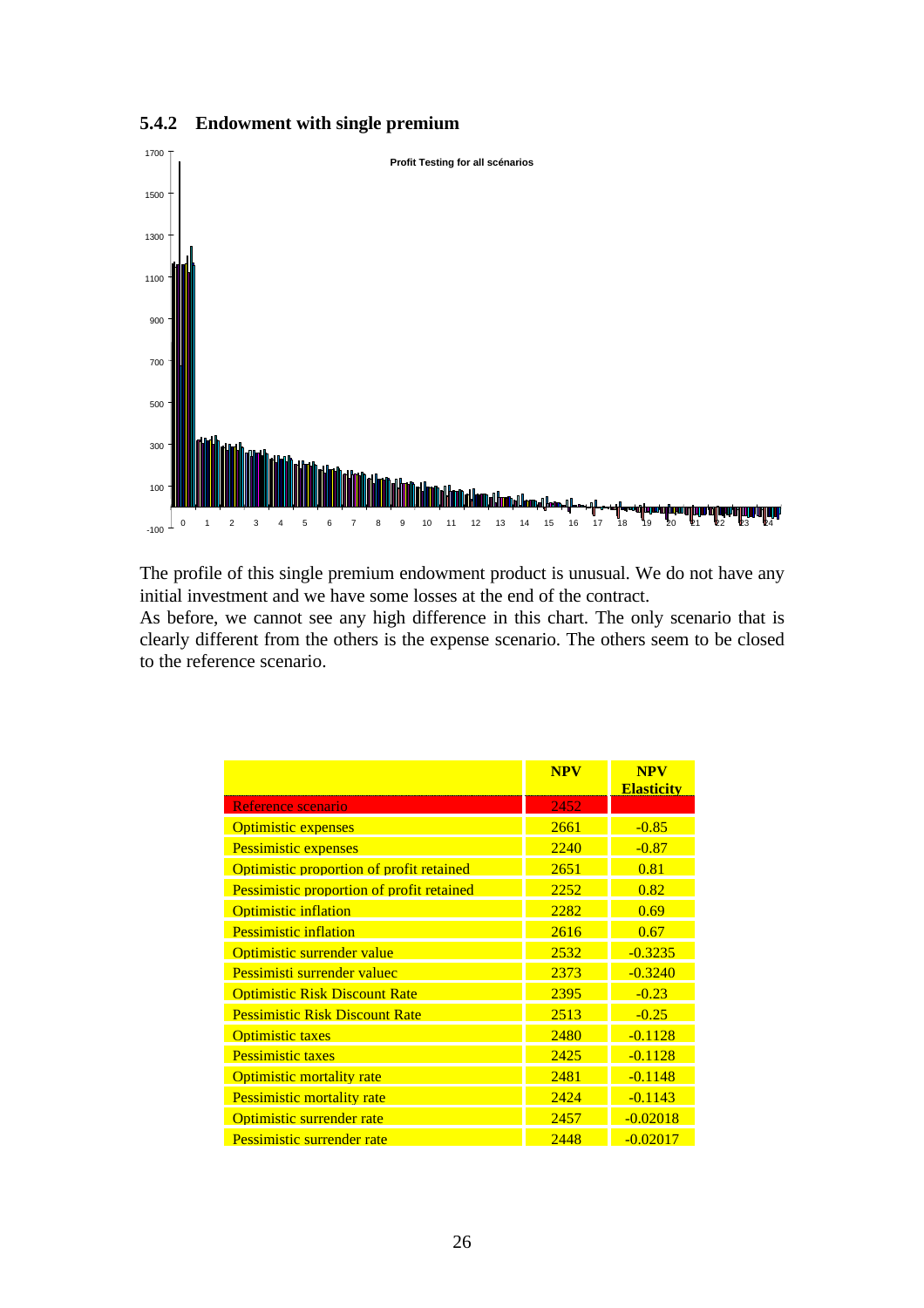### 5.4.2 Endowment with single premium

Profit Testing for all scénarios

The profile of this single premium endowment product is unusual. We do not have any initial investment and we have some losses at the end of the contract.
As before, we cannot see any high difference in this chart. The only scenario that is clearly different from the others is the expense scenario. The others seem to be closed to the reference scenario.

| | NPV | NPV Elasticity |
|---|---|---|
| Reference scenario | 2452 | |
| Optimistic expenses | 2661 | -0.85 |
| Pessimistic expenses | 2240 | -0.87 |
| Optimistic proportion of profit retained | 2651 | 0.81 |
| Pessimistic proportion of profit retained | 2252 | 0.82 |
| Optimistic inflation | 2282 | 0.69 |
| Pessimistic inflation | 2616 | 0.67 |
| Optimistic surrender value | 2532 | -0.3235 |
| Pessimisti surrender valuec | 2373 | -0.3240 |
| Optimistic Risk Discount Rate | 2395 | -0.23 |
| Pessimistic Risk Discount Rate | 2513 | -0.25 |
| Optimistic taxes | 2480 | -0.1128 |
| Pessimistic taxes | 2425 | -0.1128 |
| Optimistic mortality rate | 2481 | -0.1148 |
| Pessimistic mortality rate | 2424 | -0.1143 |
| Optimistic surrender rate | 2457 | -0.02018 |
| Pessimistic surrender rate | 2448 | -0.02017 |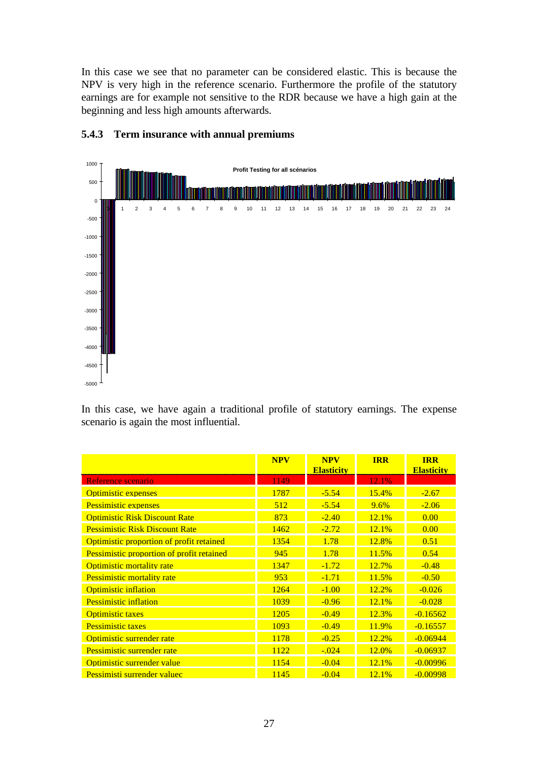In this case we see that no parameter can be considered elastic. This is because the NPV is very high in the reference scenario. Furthermore the profile of the statutory earnings are for example not sensitive to the RDR because we have a high gain at the beginning and less high amounts afterwards.

### 5.4.3 Term insurance with annual premiums

In this case, we have again a traditional profile of statutory earnings. The expense scenario is again the most influential.

| | NPV | NPV Elasticity | IRR | IRR Elasticity |
|---|---|---|---|---|
| Reference scenario | 1149 | | 12.1% | |
| Optimistic expenses | 1787 | -5.54 | 15.4% | -2.67 |
| Pessimistic expenses | 512 | -5.54 | 9.6% | -2.06 |
| Optimistic Risk Discount Rate | 873 | -2.40 | 12.1% | 0.00 |
| Pessimistic Risk Discount Rate | 1462 | -2.72 | 12.1% | 0.00 |
| Optimistic proportion of profit retained | 1354 | 1.78 | 12.8% | 0.51 |
| Pessimistic proportion of profit retained | 945 | 1.78 | 11.5% | 0.54 |
| Optimistic mortality rate | 1347 | -1.72 | 12.7% | -0.48 |
| Pessimistic mortality rate | 953 | -1.71 | 11.5% | -0.50 |
| Optimistic inflation | 1264 | -1.00 | 12.2% | -0.026 |
| Pessimistic inflation | 1039 | -0.96 | 12.1% | -0.028 |
| Optimistic taxes | 1205 | -0.49 | 12.3% | -0.16562 |
| Pessimistic taxes | 1093 | -0.49 | 11.9% | -0.16557 |
| Optimistic surrender rate | 1178 | -0.25 | 12.2% | -0.06944 |
| Pessimistic surrender rate | 1122 | -.024 | 12.0% | -0.06937 |
| Optimistic surrender value | 1154 | -0.04 | 12.1% | -0.00996 |
| Pessimisti surrender valuec | 1145 | -0.04 | 12.1% | -0.00998 |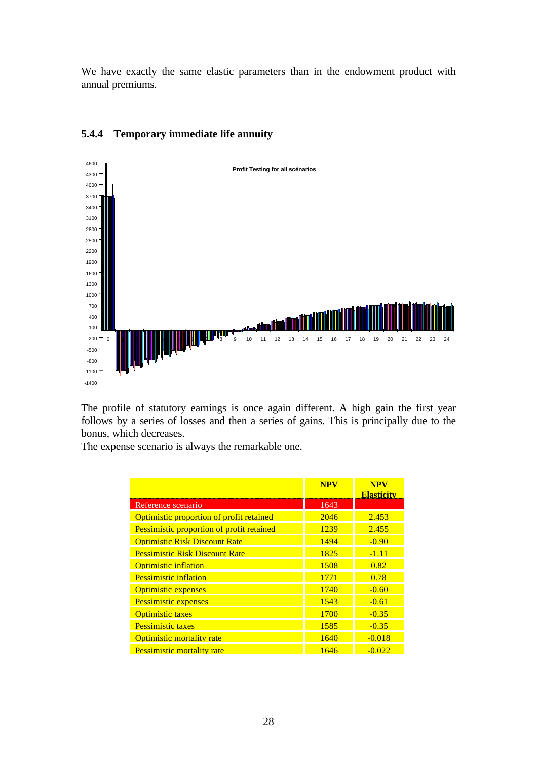We have exactly the same elastic parameters than in the endowment product with annual premiums.

### 5.4.4 Temporary immediate life annuity

The profile of statutory earnings is once again different. A high gain the first year follows by a series of losses and then a series of gains. This is principally due to the bonus, which decreases.

The expense scenario is always the remarkable one.

| | NPV | NPV Elasticity |
|---|---|---|
| Reference scenario | 1643 | |
| Optimistic proportion of profit retained | 2046 | 2.453 |
| Pessimistic proportion of profit retained | 1239 | 2.455 |
| Optimistic Risk Discount Rate | 1494 | -0.90 |
| Pessimistic Risk Discount Rate | 1825 | -1.11 |
| Optimistic inflation | 1508 | 0.82 |
| Pessimistic inflation | 1771 | 0.78 |
| Optimistic expenses | 1740 | -0.60 |
| Pessimistic expenses | 1543 | -0.61 |
| Optimistic taxes | 1700 | -0.35 |
| Pessimistic taxes | 1585 | -0.35 |
| Optimistic mortality rate | 1640 | -0.018 |
| Pessimistic mortality rate | 1646 | -0.022 |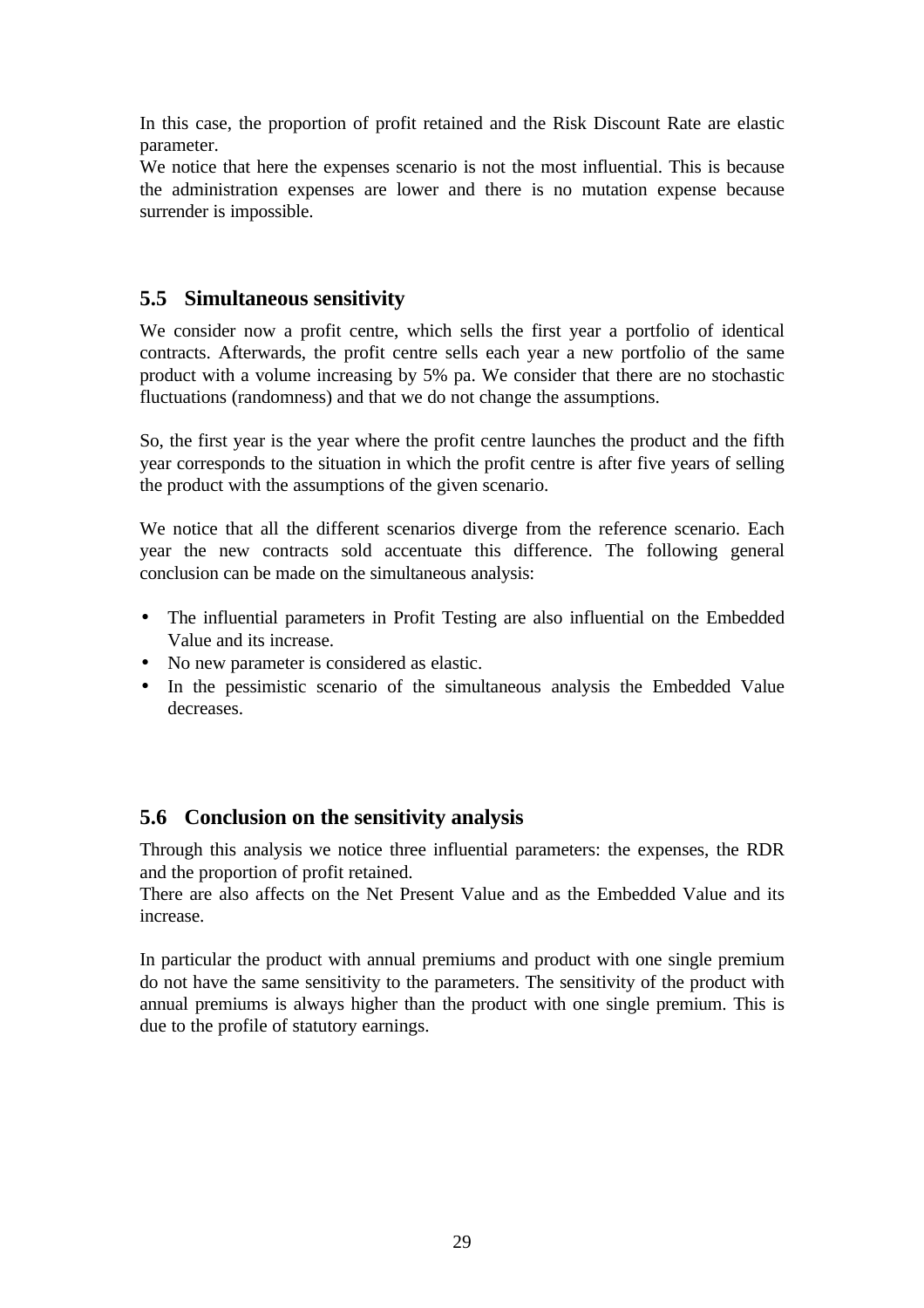In this case, the proportion of profit retained and the Risk Discount Rate are elastic parameter.
We notice that here the expenses scenario is not the most influential. This is because the administration expenses are lower and there is no mutation expense because surrender is impossible.

## 5.5 Simultaneous sensitivity

We consider now a profit centre, which sells the first year a portfolio of identical contracts. Afterwards, the profit centre sells each year a new portfolio of the same product with a volume increasing by 5% pa. We consider that there are no stochastic fluctuations (randomness) and that we do not change the assumptions.

So, the first year is the year where the profit centre launches the product and the fifth year corresponds to the situation in which the profit centre is after five years of selling the product with the assumptions of the given scenario.

We notice that all the different scenarios diverge from the reference scenario. Each year the new contracts sold accentuate this difference. The following general conclusion can be made on the simultaneous analysis:

- The influential parameters in Profit Testing are also influential on the Embedded Value and its increase.
- No new parameter is considered as elastic.
- In the pessimistic scenario of the simultaneous analysis the Embedded Value decreases.

## 5.6 Conclusion on the sensitivity analysis

Through this analysis we notice three influential parameters: the expenses, the RDR and the proportion of profit retained.
There are also affects on the Net Present Value and as the Embedded Value and its increase.

In particular the product with annual premiums and product with one single premium do not have the same sensitivity to the parameters. The sensitivity of the product with annual premiums is always higher than the product with one single premium. This is due to the profile of statutory earnings.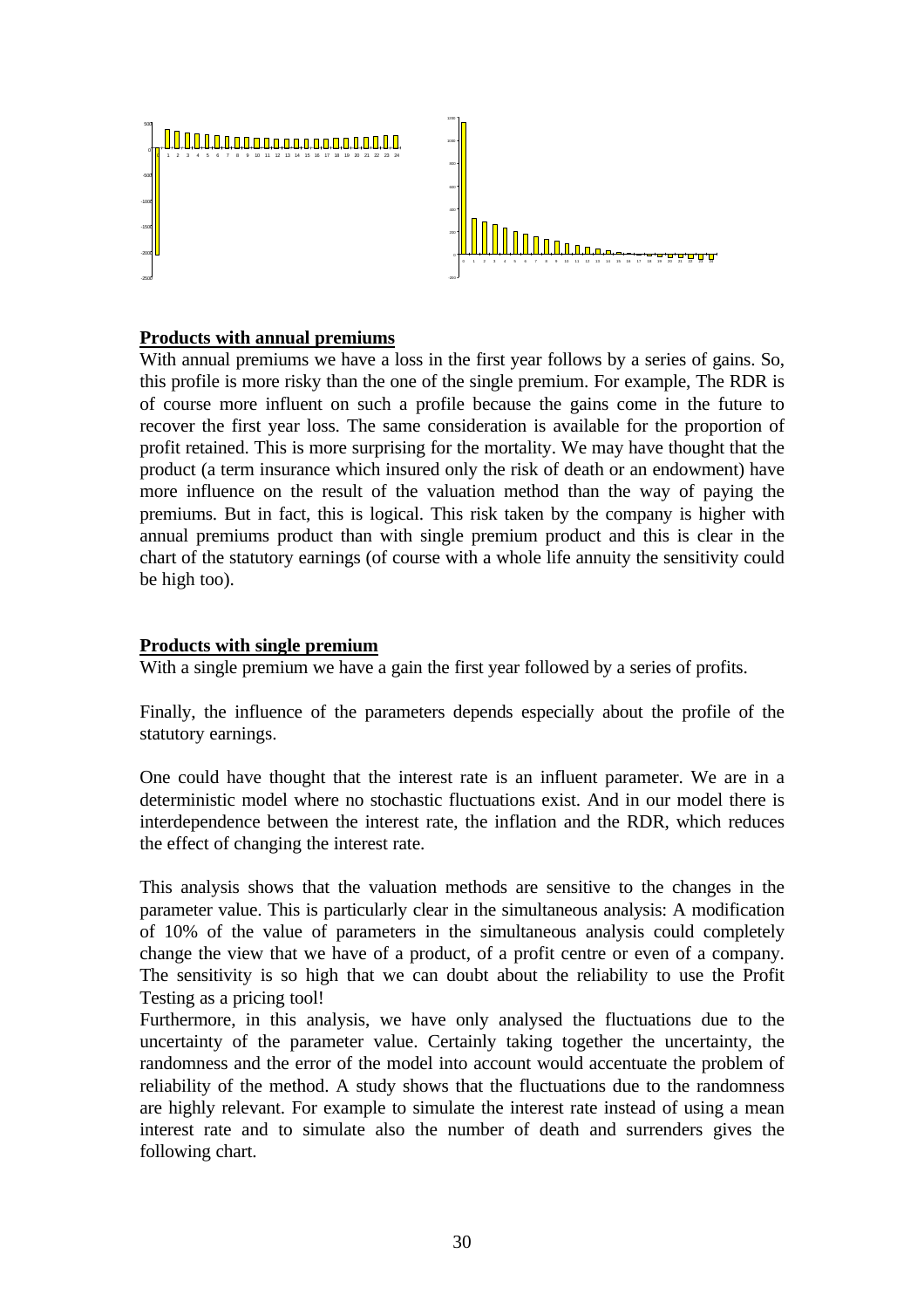## Products with annual premiums

With annual premiums we have a loss in the first year follows by a series of gains. So, this profile is more risky than the one of the single premium. For example, The RDR is of course more influent on such a profile because the gains come in the future to recover the first year loss. The same consideration is available for the proportion of profit retained. This is more surprising for the mortality. We may have thought that the product (a term insurance which insured only the risk of death or an endowment) have more influence on the result of the valuation method than the way of paying the premiums. But in fact, this is logical. This risk taken by the company is higher with annual premiums product than with single premium product and this is clear in the chart of the statutory earnings (of course with a whole life annuity the sensitivity could be high too).

## Products with single premium

With a single premium we have a gain the first year followed by a series of profits.

Finally, the influence of the parameters depends especially about the profile of the statutory earnings.

One could have thought that the interest rate is an influent parameter. We are in a deterministic model where no stochastic fluctuations exist. And in our model there is interdependence between the interest rate, the inflation and the RDR, which reduces the effect of changing the interest rate.

This analysis shows that the valuation methods are sensitive to the changes in the parameter value. This is particularly clear in the simultaneous analysis: A modification of 10% of the value of parameters in the simultaneous analysis could completely change the view that we have of a product, of a profit centre or even of a company. The sensitivity is so high that we can doubt about the reliability to use the Profit Testing as a pricing tool!

Furthermore, in this analysis, we have only analysed the fluctuations due to the uncertainty of the parameter value. Certainly taking together the uncertainty, the randomness and the error of the model into account would accentuate the problem of reliability of the method. A study shows that the fluctuations due to the randomness are highly relevant. For example to simulate the interest rate instead of using a mean interest rate and to simulate also the number of death and surrenders gives the following chart.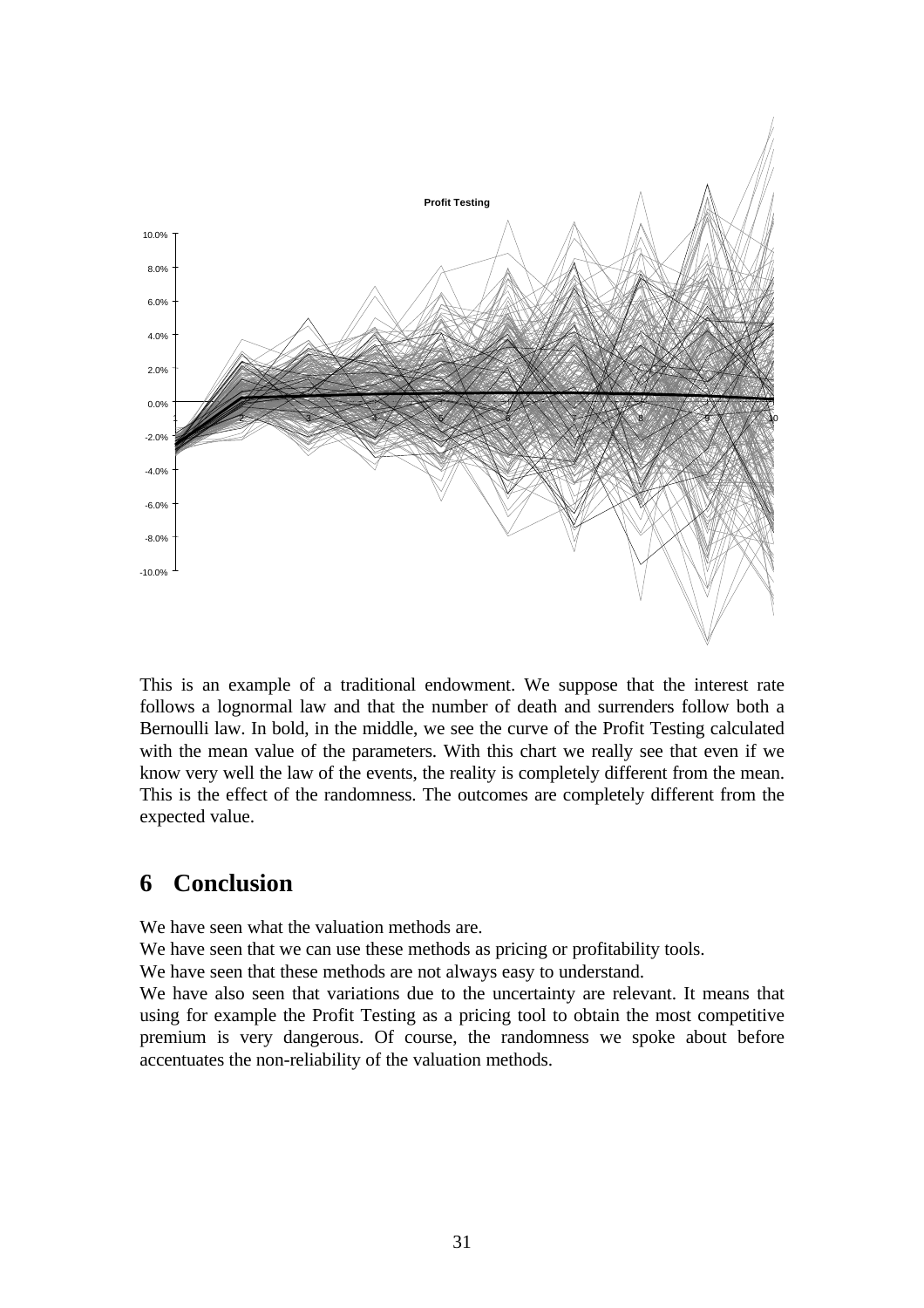This is an example of a traditional endowment. We suppose that the interest rate follows a lognormal law and that the number of death and surrenders follow both a Bernoulli law. In bold, in the middle, we see the curve of the Profit Testing calculated with the mean value of the parameters. With this chart we really see that even if we know very well the law of the events, the reality is completely different from the mean. This is the effect of the randomness. The outcomes are completely different from the expected value.

# 6 Conclusion

We have seen what the valuation methods are.

We have seen that we can use these methods as pricing or profitability tools.

We have seen that these methods are not always easy to understand.

We have also seen that variations due to the uncertainty are relevant. It means that using for example the Profit Testing as a pricing tool to obtain the most competitive premium is very dangerous. Of course, the randomness we spoke about before accentuates the non-reliability of the valuation methods.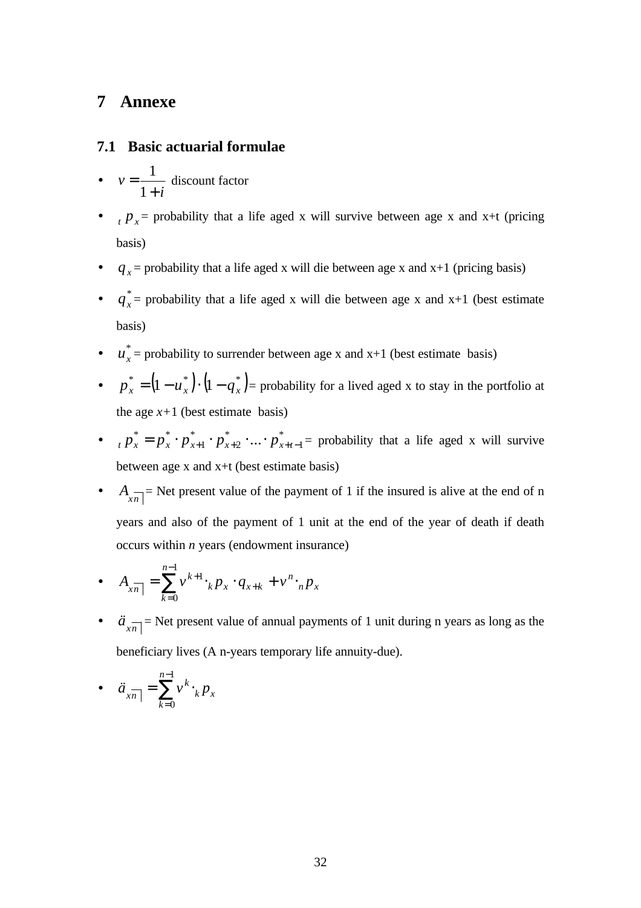# 7 Annexe

## 7.1 Basic actuarial formulae

- $v = \frac{1}{1+i}$ discount factor
- ${}_t p_x$ = probability that a life aged x will survive between age x and x+t (pricing basis)
- $q_x$ = probability that a life aged x will die between age x and x+1 (pricing basis)
- $q_x^*$ = probability that a life aged x will die between age x and x+1 (best estimate basis)
- $u_x^*$ = probability to surrender between age x and x+1 (best estimate basis)
- $p_x^* = (1 - u_x^*) \cdot (1 - q_x^*)$ = probability for a lived aged x to stay in the portfolio at the age $x+1$ (best estimate basis)
- ${}_t p_x^* = p_x^* \cdot p_{x+1}^* \cdot p_{x+2}^* \cdot \ldots \cdot p_{x+t-1}^*$ = probability that a life aged x will survive between age x and x+t (best estimate basis)
- $A_{x\overline{n|}}$ = Net present value of the payment of 1 if the insured is alive at the end of n years and also of the payment of 1 unit at the end of the year of death if death occurs within *n* years (endowment insurance)
- $A_{x\overline{n|}} = \sum_{k=0}^{n-1} v^{k+1} \cdot {}_k p_x \cdot q_{x+k} + v^n \cdot {}_n p_x$
- $\ddot{a}_{x\overline{n|}}$ = Net present value of annual payments of 1 unit during n years as long as the beneficiary lives (A n-years temporary life annuity-due).
- $\ddot{a}_{x\overline{n|}} = \sum_{k=0}^{n-1} v^k \cdot {}_k p_x$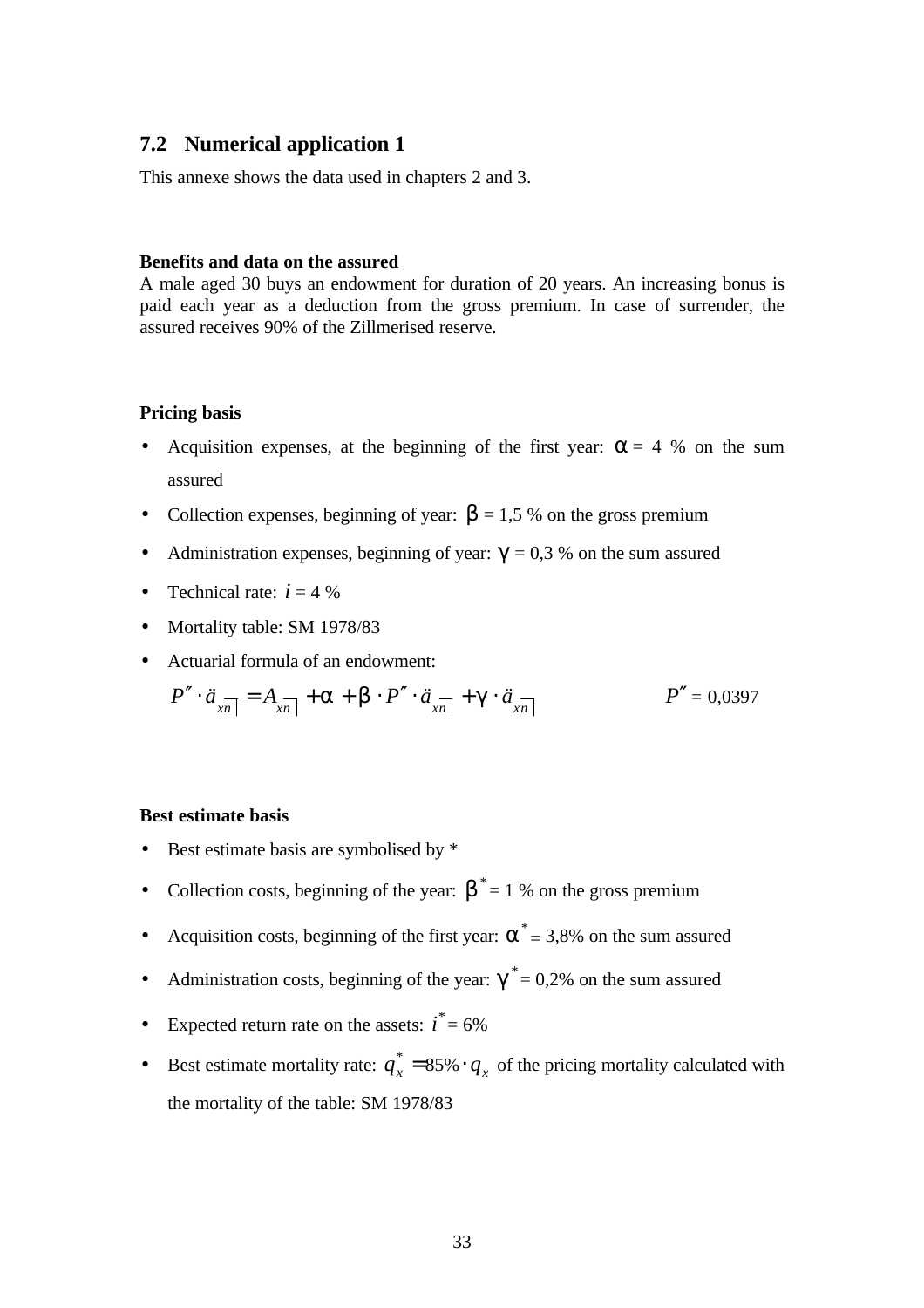## 7.2 Numerical application 1

This annexe shows the data used in chapters 2 and 3.

**Benefits and data on the assured**

A male aged 30 buys an endowment for duration of 20 years. An increasing bonus is paid each year as a deduction from the gross premium. In case of surrender, the assured receives 90% of the Zillmerised reserve.

**Pricing basis**

- Acquisition expenses, at the beginning of the first year: $\alpha$ = 4 % on the sum assured
- Collection expenses, beginning of year: $\beta$ = 1,5 % on the gross premium
- Administration expenses, beginning of year: $\gamma$ = 0,3 % on the sum assured
- Technical rate: $i$ = 4 %
- Mortality table: SM 1978/83
- Actuarial formula of an endowment:

$$P'' \cdot \ddot{a}_{x\overline{n|}} = A_{x\overline{n|}} + \alpha + \beta \cdot P'' \cdot \ddot{a}_{x\overline{n|}} + \gamma \cdot \ddot{a}_{x\overline{n|}} \qquad P'' = 0{,}0397$$

**Best estimate basis**

- Best estimate basis are symbolised by *
- Collection costs, beginning of the year: $\beta^*$ = 1 % on the gross premium
- Acquisition costs, beginning of the first year: $\alpha^*$ = 3,8% on the sum assured
- Administration costs, beginning of the year: $\gamma^*$ = 0,2% on the sum assured
- Expected return rate on the assets: $i^*$ = 6%
- Best estimate mortality rate: $q_x^* = 85\% \cdot q_x$ of the pricing mortality calculated with the mortality of the table: SM 1978/83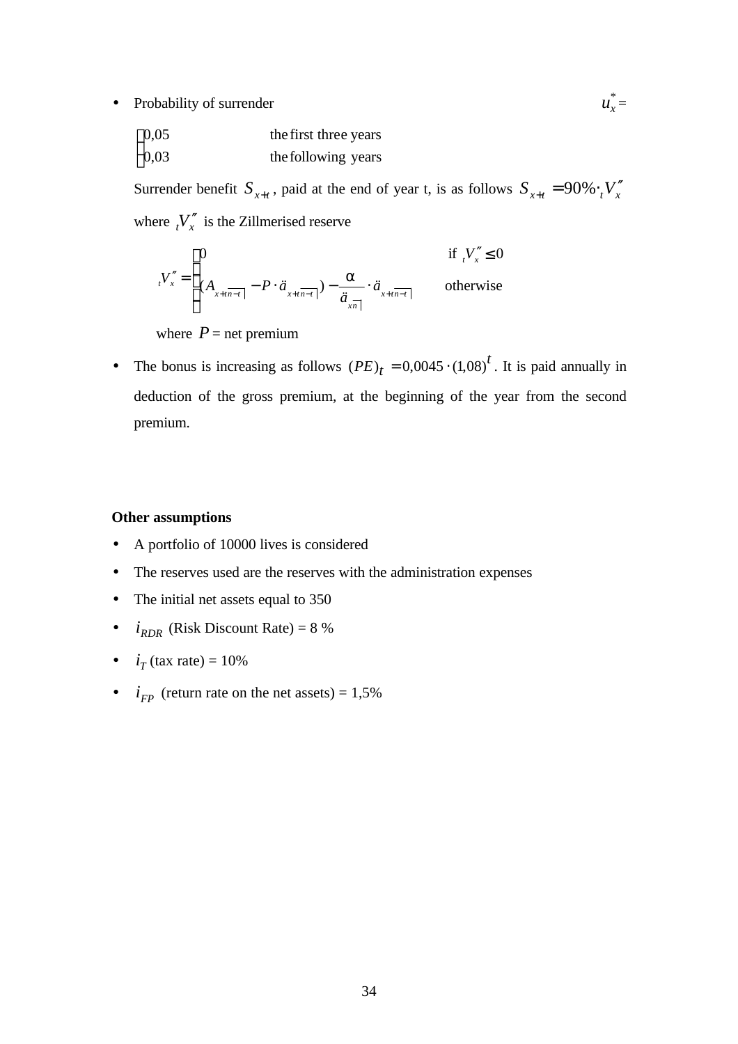- Probability of surrender $u_x^* =$

$$\begin{cases} 0{,}05 & \text{the first three years} \\ 0{,}03 & \text{the following years} \end{cases}$$

Surrender benefit $S_{x+t}$, paid at the end of year t, is as follows $S_{x+t} = 90\% \cdot {}_tV_x''$ where ${}_tV_x''$ is the Zillmerised reserve

$${}_tV_x'' = \begin{cases} 0 & \text{if } {}_tV_x'' \leq 0 \\ (A_{x+t\,\overline{n-t|}} - P \cdot \ddot{a}_{x+t\,\overline{n-t|}}) - \dfrac{\alpha}{\ddot{a}_{x\overline{n|}}} \cdot \ddot{a}_{x+t\,\overline{n-t|}} & \text{otherwise} \end{cases}$$

where $P$ = net premium

- The bonus is increasing as follows $(PE)_t = 0{,}0045 \cdot (1{,}08)^t$. It is paid annually in deduction of the gross premium, at the beginning of the year from the second premium.

**Other assumptions**

- A portfolio of 10000 lives is considered
- The reserves used are the reserves with the administration expenses
- The initial net assets equal to 350
- $i_{RDR}$ (Risk Discount Rate) = 8 %
- $i_T$ (tax rate) = 10%
- $i_{FP}$ (return rate on the net assets) = 1,5%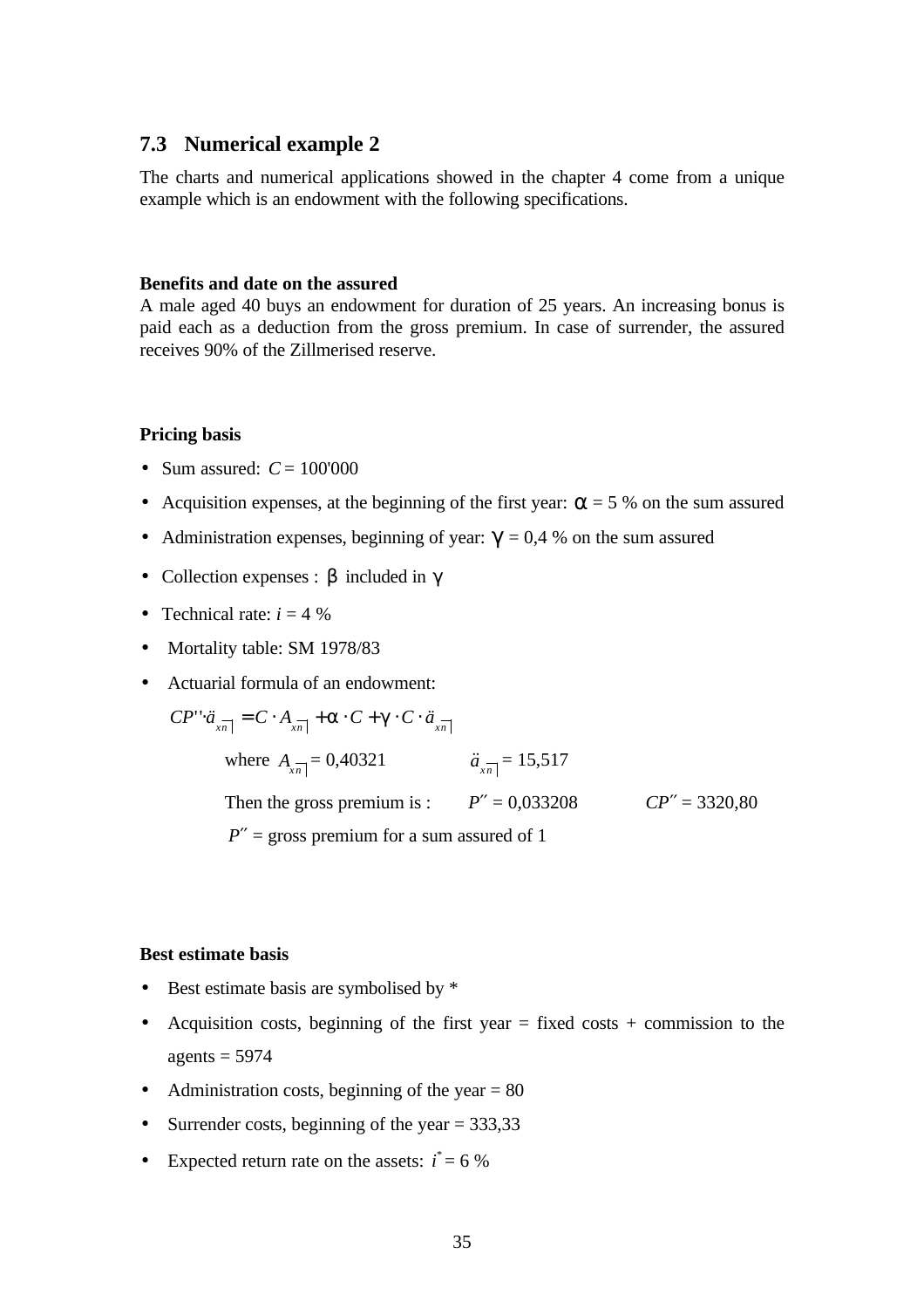## 7.3 Numerical example 2

The charts and numerical applications showed in the chapter 4 come from a unique example which is an endowment with the following specifications.

**Benefits and date on the assured**
A male aged 40 buys an endowment for duration of 25 years. An increasing bonus is paid each as a deduction from the gross premium. In case of surrender, the assured receives 90% of the Zillmerised reserve.

**Pricing basis**

- Sum assured: $C$ = 100'000
- Acquisition expenses, at the beginning of the first year: $\alpha$ = 5 % on the sum assured
- Administration expenses, beginning of year: $\gamma$ = 0,4 % on the sum assured
- Collection expenses : $\beta$ included in $\gamma$
- Technical rate: $i$ = 4 %
- Mortality table: SM 1978/83
- Actuarial formula of an endowment:

$$CP'' \cdot \ddot{a}_{\overline{xn}|} = C \cdot A_{\overline{xn}|} + \alpha \cdot C + \gamma \cdot C \cdot \ddot{a}_{\overline{xn}|}$$

where $A_{\overline{xn}|}$ = 0,40321 $\quad\quad$ $\ddot{a}_{\overline{xn}|}$ = 15,517

Then the gross premium is : $\quad$ $P''$ = 0,033208 $\quad\quad$ $CP''$ = 3320,80

$P''$ = gross premium for a sum assured of 1

**Best estimate basis**

- Best estimate basis are symbolised by *
- Acquisition costs, beginning of the first year = fixed costs + commission to the agents = 5974
- Administration costs, beginning of the year = 80
- Surrender costs, beginning of the year = 333,33
- Expected return rate on the assets: $i^*$ = 6 %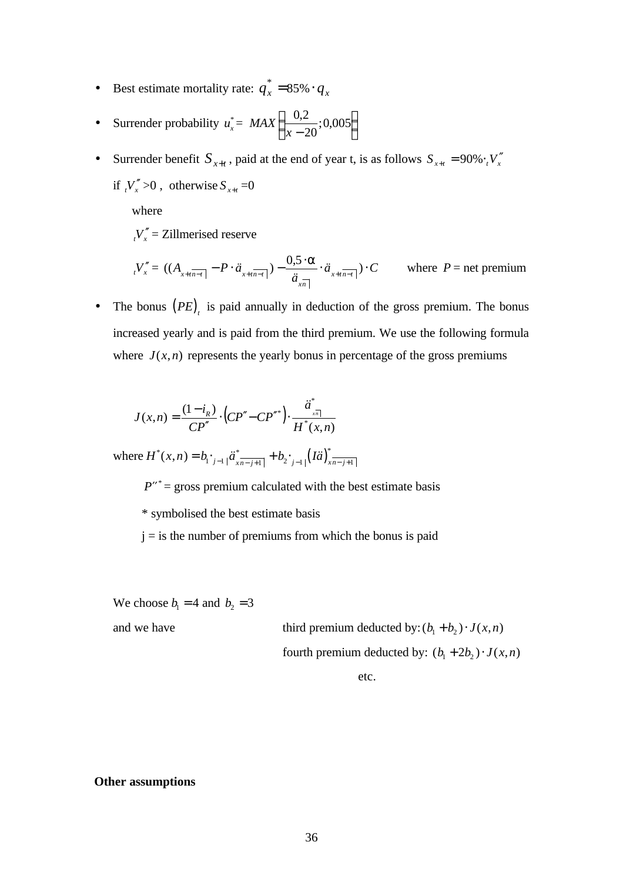- Best estimate mortality rate: $q_x^* = 85\% \cdot q_x$
- Surrender probability $u_x^* = MAX\left(\frac{0{,}2}{x-20}; 0{,}005\right)$
- Surrender benefit $S_{x+t}$, paid at the end of year t, is as follows $S_{x+t} = 90\% \cdot {}_tV_x''$ if ${}_tV_x'' > 0$, otherwise $S_{x+t} = 0$

  where

  ${}_tV_x''$ = Zillmerised reserve

  ${}_tV_x'' = ((A_{x+t\,\overline{n-t|}} - P \cdot \ddot{a}_{x+t\,\overline{n-t|}}) - \frac{0{,}5 \cdot \alpha}{\ddot{a}_{x\overline{n|}}} \cdot \ddot{a}_{x+t\,\overline{n-t|}}) \cdot C$ where $P$ = net premium

- The bonus $(PE)_t$ is paid annually in deduction of the gross premium. The bonus increased yearly and is paid from the third premium. We use the following formula where $J(x,n)$ represents the yearly bonus in percentage of the gross premiums

$$J(x,n) = \frac{(1-i_R)}{CP''} \cdot \left(CP'' - CP''^*\right) \cdot \frac{\ddot{a}^*_{x\overline{n|}}}{H^*(x,n)}$$

where $H^*(x,n) = b_1 \cdot {}_{j-1|}\ddot{a}^*_{x\overline{n-j+1|}} + b_2 \cdot {}_{j-1|}\left(I\ddot{a}\right)^*_{x\overline{n-j+1|}}$

$P''^*$ = gross premium calculated with the best estimate basis

\* symbolised the best estimate basis

j = is the number of premiums from which the bonus is paid

We choose $b_1 = 4$ and $b_2 = 3$

and we have third premium deducted by: $(b_1 + b_2) \cdot J(x,n)$

fourth premium deducted by: $(b_1 + 2b_2) \cdot J(x,n)$

etc.

**Other assumptions**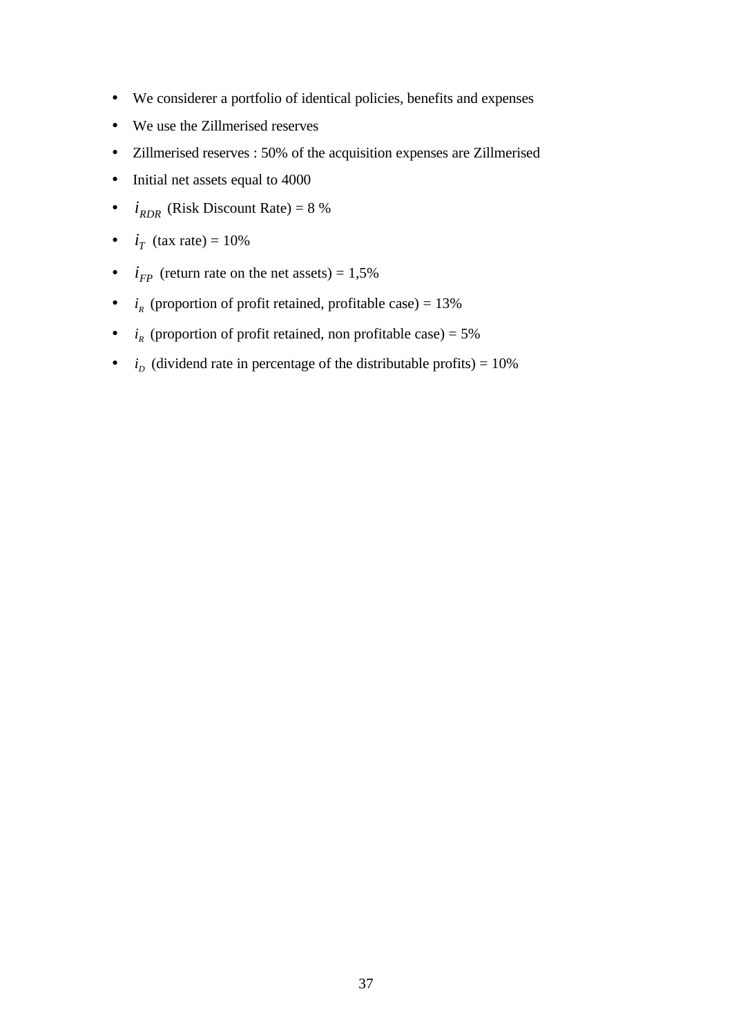- We considerer a portfolio of identical policies, benefits and expenses
- We use the Zillmerised reserves
- Zillmerised reserves : 50% of the acquisition expenses are Zillmerised
- Initial net assets equal to 4000
- $i_{RDR}$ (Risk Discount Rate) = 8 %
- $i_T$ (tax rate) = 10%
- $i_{FP}$ (return rate on the net assets) = 1,5%
- $i_R$ (proportion of profit retained, profitable case) = 13%
- $i_R$ (proportion of profit retained, non profitable case) = 5%
- $i_D$ (dividend rate in percentage of the distributable profits) = 10%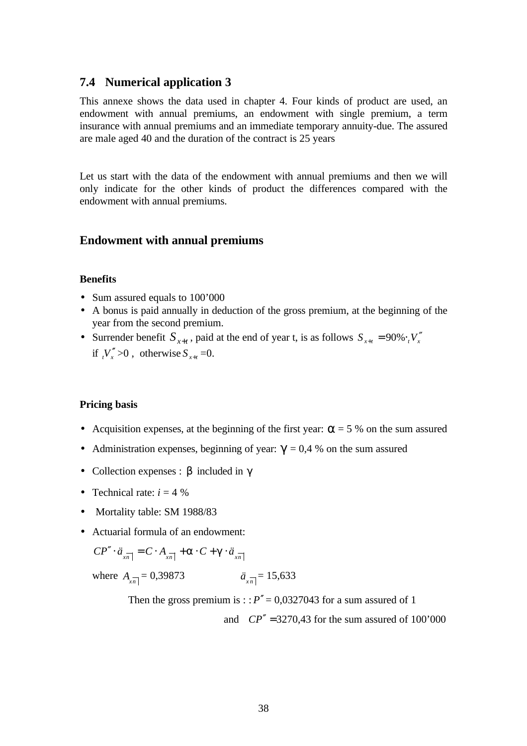## 7.4 Numerical application 3

This annexe shows the data used in chapter 4. Four kinds of product are used, an endowment with annual premiums, an endowment with single premium, a term insurance with annual premiums and an immediate temporary annuity-due. The assured are male aged 40 and the duration of the contract is 25 years

Let us start with the data of the endowment with annual premiums and then we will only indicate for the other kinds of product the differences compared with the endowment with annual premiums.

### Endowment with annual premiums

#### Benefits

- Sum assured equals to 100’000
- A bonus is paid annually in deduction of the gross premium, at the beginning of the year from the second premium.
- Surrender benefit $S_{x+t}$, paid at the end of year t, is as follows $S_{x+t} = 90\% \cdot {}_tV''_x$ if ${}_tV''_x > 0$ , otherwise $S_{x+t} = 0$.

#### Pricing basis

- Acquisition expenses, at the beginning of the first year: $\alpha$ = 5 % on the sum assured
- Administration expenses, beginning of year: $\gamma$ = 0,4 % on the sum assured
- Collection expenses : $\beta$ included in $\gamma$
- Technical rate: $i$ = 4 %
- Mortality table: SM 1988/83
- Actuarial formula of an endowment:

$$CP'' \cdot \ddot{a}_{x\overline{n}|} = C \cdot A_{x\overline{n}|} + \alpha \cdot C + \gamma \cdot \ddot{a}_{x\overline{n}|}$$

where $A_{x\overline{n}|}$ = 0,39873 $\quad\quad \ddot{a}_{x\overline{n}|}$ = 15,633

Then the gross premium is : : $P''$ = 0,0327043 for a sum assured of 1

and $CP'' = 3270{,}43$ for the sum assured of 100’000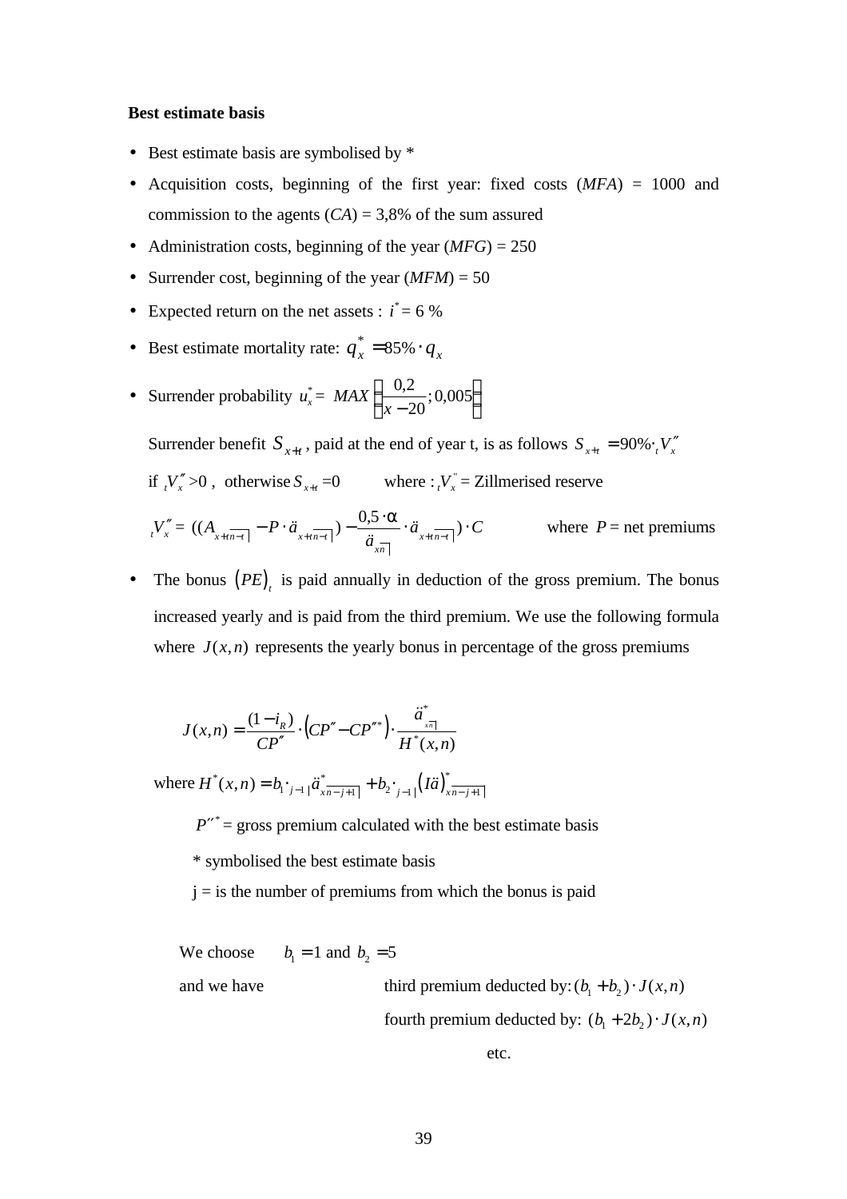**Best estimate basis**

- Best estimate basis are symbolised by *
- Acquisition costs, beginning of the first year: fixed costs (*MFA*) = 1000 and commission to the agents (*CA*) = 3,8% of the sum assured
- Administration costs, beginning of the year (*MFG*) = 250
- Surrender cost, beginning of the year (*MFM*) = 50
- Expected return on the net assets : $i^* = 6\ \%$
- Best estimate mortality rate: $q_x^* = 85\% \cdot q_x$
- Surrender probability $u_x^* = MAX\left(\frac{0{,}2}{x-20}; 0{,}005\right)$

  Surrender benefit $S_{x+t}$, paid at the end of year t, is as follows $S_{x+t} = 90\% \cdot {}_tV_x''$ if ${}_tV_x'' > 0$, otherwise $S_{x+t} = 0$ where : ${}_tV_x''$ = Zillmerised reserve

  $${}_tV_x'' = ((A_{x+t\,\overline{n-t}|} - P \cdot \ddot{a}_{x+t\,\overline{n-t}|}) - \frac{0{,}5 \cdot \alpha}{\ddot{a}_{x\overline{n}|}} \cdot \ddot{a}_{x+t\,\overline{n-t}|}) \cdot C \qquad \text{where } P = \text{net premiums}$$

- The bonus $(PE)_t$ is paid annually in deduction of the gross premium. The bonus increased yearly and is paid from the third premium. We use the following formula where $J(x,n)$ represents the yearly bonus in percentage of the gross premiums

$$J(x,n) = \frac{(1-i_R)}{CP''} \cdot \left(CP'' - CP''^*\right) \cdot \frac{\ddot{a}^*_{x\overline{n}|}}{H^*(x,n)}$$

where $H^*(x,n) = b_1 \cdot {}_{j-1|}\ddot{a}^*_{x\overline{n-j+1}|} + b_2 \cdot {}_{j-1|}\left(I\ddot{a}\right)^*_{x\overline{n-j+1}|}$

$P''^*$ = gross premium calculated with the best estimate basis

\* symbolised the best estimate basis

j = is the number of premiums from which the bonus is paid

We choose $b_1 = 1$ and $b_2 = 5$

and we have third premium deducted by: $(b_1 + b_2) \cdot J(x,n)$

fourth premium deducted by: $(b_1 + 2b_2) \cdot J(x,n)$

etc.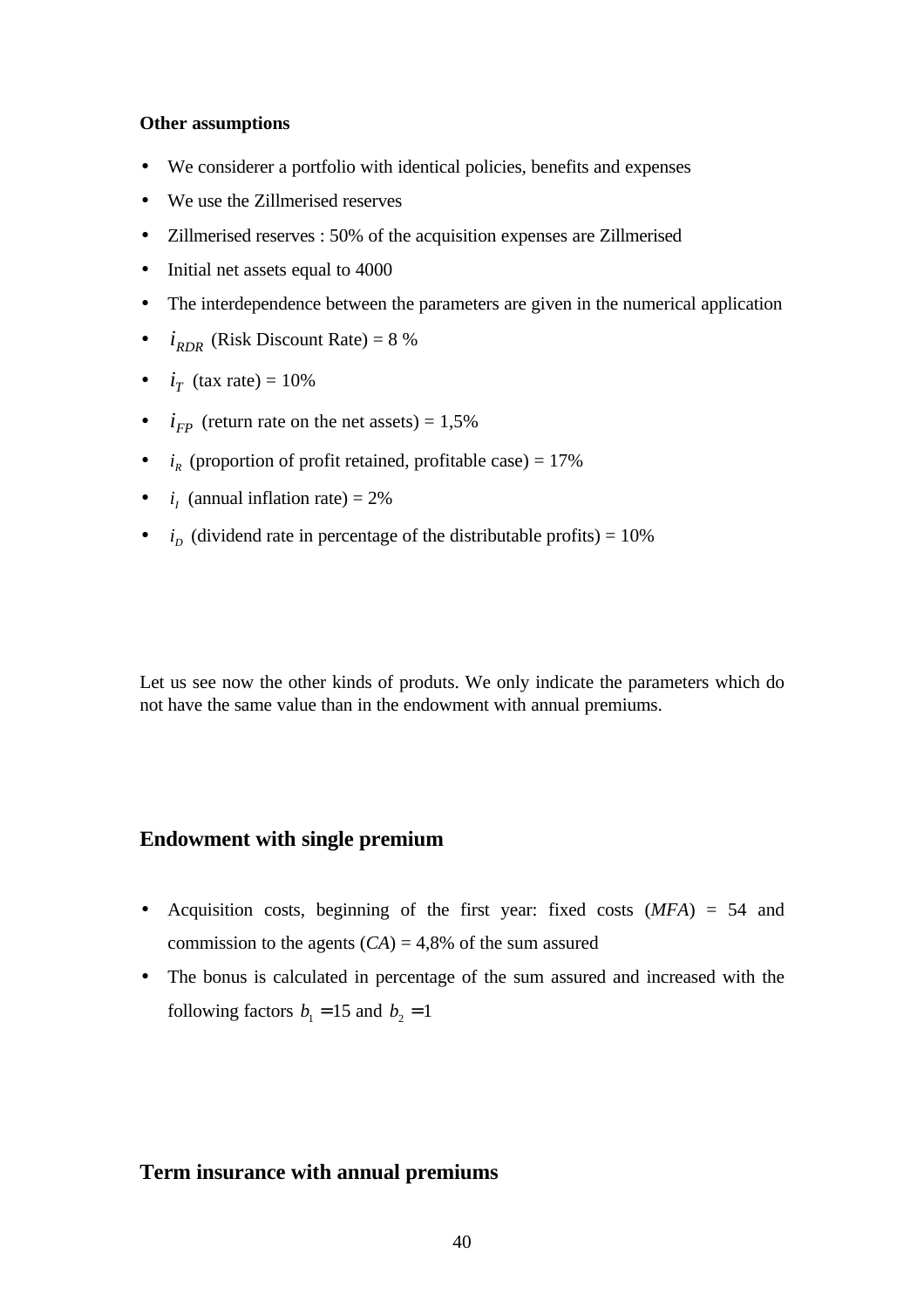**Other assumptions**

- We considerer a portfolio with identical policies, benefits and expenses
- We use the Zillmerised reserves
- Zillmerised reserves : 50% of the acquisition expenses are Zillmerised
- Initial net assets equal to 4000
- The interdependence between the parameters are given in the numerical application
- $i_{RDR}$ (Risk Discount Rate) = 8 %
- $i_T$ (tax rate) = 10%
- $i_{FP}$ (return rate on the net assets) = 1,5%
- $i_R$ (proportion of profit retained, profitable case) = 17%
- $i_I$ (annual inflation rate) = 2%
- $i_D$ (dividend rate in percentage of the distributable profits) = 10%

Let us see now the other kinds of produts. We only indicate the parameters which do not have the same value than in the endowment with annual premiums.

## Endowment with single premium

- Acquisition costs, beginning of the first year: fixed costs (*MFA*) = 54 and commission to the agents (*CA*) = 4,8% of the sum assured
- The bonus is calculated in percentage of the sum assured and increased with the following factors $b_1 = 15$ and $b_2 = 1$

## Term insurance with annual premiums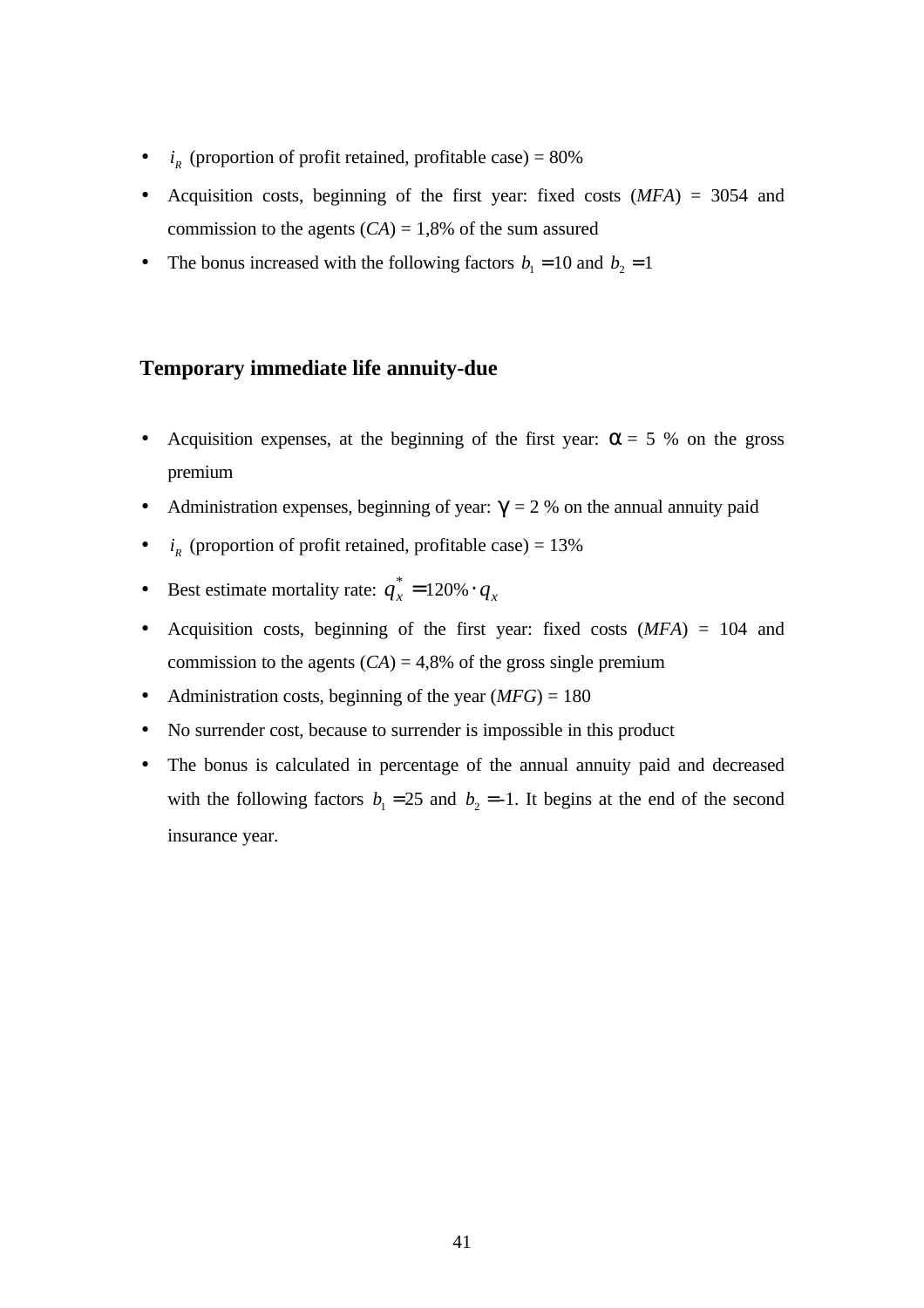- $i_R$ (proportion of profit retained, profitable case) = 80%
- Acquisition costs, beginning of the first year: fixed costs (*MFA*) = 3054 and commission to the agents (*CA*) = 1,8% of the sum assured
- The bonus increased with the following factors $b_1 = 10$ and $b_2 = 1$

### Temporary immediate life annuity-due

- Acquisition expenses, at the beginning of the first year: $\alpha$ = 5 % on the gross premium
- Administration expenses, beginning of year: $\gamma$ = 2 % on the annual annuity paid
- $i_R$ (proportion of profit retained, profitable case) = 13%
- Best estimate mortality rate: $q_x^* = 120\% \cdot q_x$
- Acquisition costs, beginning of the first year: fixed costs (*MFA*) = 104 and commission to the agents (*CA*) = 4,8% of the gross single premium
- Administration costs, beginning of the year (*MFG*) = 180
- No surrender cost, because to surrender is impossible in this product
- The bonus is calculated in percentage of the annual annuity paid and decreased with the following factors $b_1 = 25$ and $b_2 = -1$. It begins at the end of the second insurance year.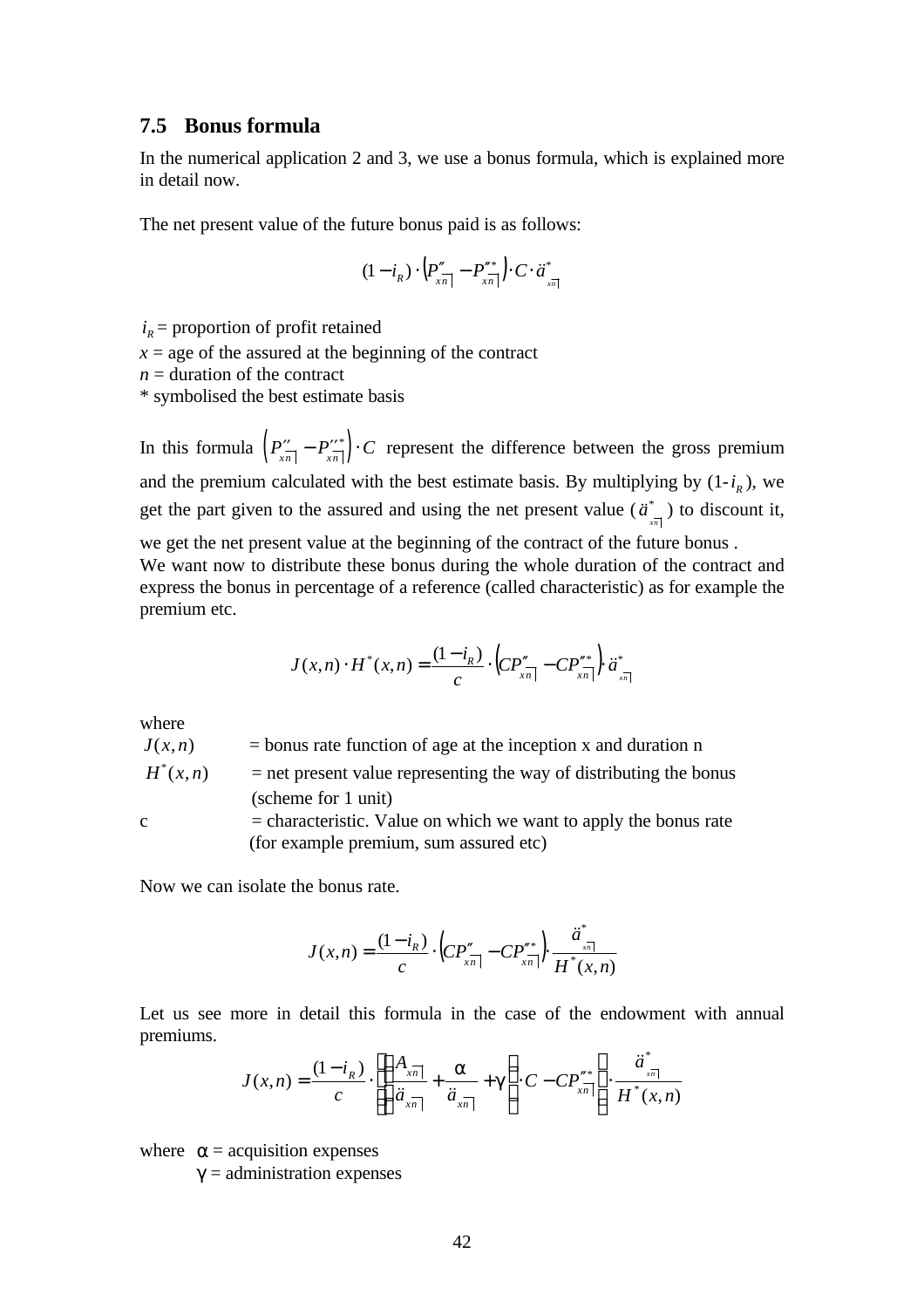### 7.5 Bonus formula

In the numerical application 2 and 3, we use a bonus formula, which is explained more in detail now.

The net present value of the future bonus paid is as follows:

$$(1-i_R)\cdot\left(P''_{\overline{xn}|}-P''^{*}_{\overline{xn}|}\right)\cdot C\cdot \ddot{a}^{*}_{\overline{xn}|}$$

$i_R$ = proportion of profit retained
$x$ = age of the assured at the beginning of the contract
$n$ = duration of the contract
* symbolised the best estimate basis

In this formula $\left(P''_{\overline{xn}|}-P''^{*}_{\overline{xn}|}\right)\cdot C$ represent the difference between the gross premium and the premium calculated with the best estimate basis. By multiplying by (1-$i_R$), we get the part given to the assured and using the net present value ($\ddot{a}^{*}_{\overline{xn}|}$) to discount it, we get the net present value at the beginning of the contract of the future bonus .
We want now to distribute these bonus during the whole duration of the contract and express the bonus in percentage of a reference (called characteristic) as for example the premium etc.

$$J(x,n)\cdot H^{*}(x,n)=\frac{(1-i_R)}{c}\cdot\left(CP''_{\overline{xn}|}-CP''^{*}_{\overline{xn}|}\right)\cdot \ddot{a}^{*}_{\overline{xn}|}$$

where

$J(x,n)$ = bonus rate function of age at the inception x and duration n
$H^{*}(x,n)$ = net present value representing the way of distributing the bonus (scheme for 1 unit)
c = characteristic. Value on which we want to apply the bonus rate (for example premium, sum assured etc)

Now we can isolate the bonus rate.

$$J(x,n)=\frac{(1-i_R)}{c}\cdot\left(CP''_{\overline{xn}|}-CP''^{*}_{\overline{xn}|}\right)\cdot\frac{\ddot{a}^{*}_{\overline{xn}|}}{H^{*}(x,n)}$$

Let us see more in detail this formula in the case of the endowment with annual premiums.

$$J(x,n)=\frac{(1-i_R)}{c}\cdot\left(\left(\frac{A_{\overline{xn}|}}{\ddot{a}_{\overline{xn}|}}+\frac{\alpha}{\ddot{a}_{\overline{xn}|}}+\gamma\right)\cdot C-CP''^{*}_{\overline{xn}|}\right)\cdot\frac{\ddot{a}^{*}_{\overline{xn}|}}{H^{*}(x,n)}$$

where $\alpha$ = acquisition expenses
$\gamma$ = administration expenses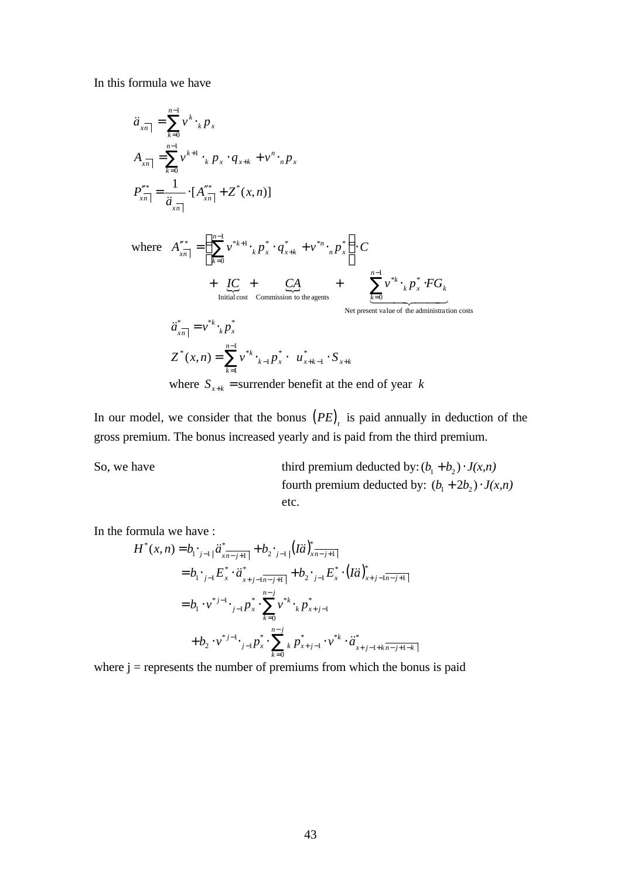In this formula we have

$$\ddot{a}_{x\overline{n}|} = \sum_{k=0}^{n-1} v^k \cdot {}_k p_x$$

$$A_{x\overline{n}|} = \sum_{k=0}^{n-1} v^{k+1} \cdot {}_k p_x \cdot q_{x+k} + v^n \cdot {}_n p_x$$

$$P''^*_{x\overline{n}|} = \frac{1}{\ddot{a}_{x\overline{n}|}} \cdot [A''^*_{x\overline{n}|} + Z^*(x,n)]$$

$$\text{where} \quad A''^*_{x\overline{n}|} = \left(\sum_{k=0}^{n-1} v^{*k+1} \cdot {}_k p_x^* \cdot q_{x+k}^* + v^{*n} \cdot {}_n p_x^* \right) \cdot C$$

$$+ \underbrace{IC}_{\text{Initial cost}} + \underbrace{CA}_{\text{Commission to the agents}} + \underbrace{\sum_{k=0}^{n-1} v^{*k} \cdot {}_k p_x^* \cdot FG_k}_{\text{Net present value of the administration costs}}$$

$$\ddot{a}^*_{x\overline{n}|} = v^{*k} \cdot {}_k p_x^*$$

$$Z^*(x,n) = \sum_{k=1}^{n-1} v^{*k} \cdot {}_{k-1} p_x^* \cdot u_{x+k-1}^* \cdot S_{x+k}$$

where $S_{x+k}$ = surrender benefit at the end of year $k$

In our model, we consider that the bonus $(PE)_t$ is paid annually in deduction of the gross premium. The bonus increased yearly and is paid from the third premium.

So, we have third premium deducted by: $(b_1 + b_2) \cdot J(x,n)$
fourth premium deducted by: $(b_1 + 2b_2) \cdot J(x,n)$
etc.

In the formula we have :

$$H^*(x,n) = b_1 \cdot {}_{j-1|}\ddot{a}^*_{x\overline{n-j+1}|} + b_2 \cdot {}_{j-1|}(I\ddot{a})^*_{x\overline{n-j+1}|}$$

$$= b_1 \cdot {}_{j-1}E_x^* \cdot \ddot{a}^*_{x+j-1\overline{n-j+1}|} + b_2 \cdot {}_{j-1}E_x^* \cdot (I\ddot{a})^*_{x+j-1\overline{n-j+1}|}$$

$$= b_1 \cdot v^{*j-1} \cdot {}_{j-1}p_x^* \cdot \sum_{k=0}^{n-j} v^{*k} \cdot {}_k p_{x+j-1}^*$$

$$+ b_2 \cdot v^{*j-1} \cdot {}_{j-1}p_x^* \cdot \sum_{k=0}^{n-j} {}_k p_{x+j-1}^* \cdot v^{*k} \cdot \ddot{a}^*_{x+j-1+k\overline{n-j+1-k}|}$$

where j = represents the number of premiums from which the bonus is paid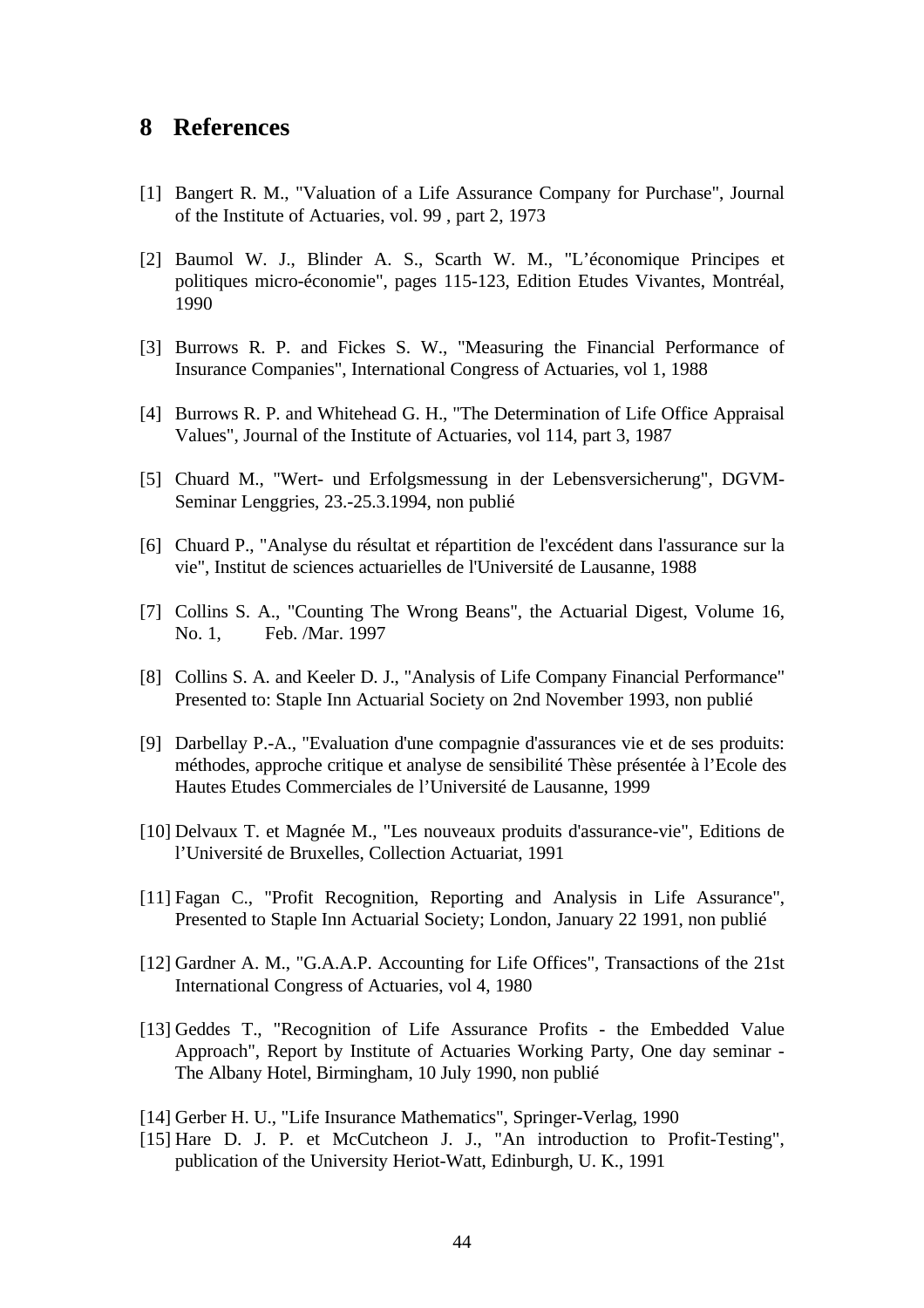# 8 References

[1] Bangert R. M., "Valuation of a Life Assurance Company for Purchase", Journal of the Institute of Actuaries, vol. 99 , part 2, 1973

[2] Baumol W. J., Blinder A. S., Scarth W. M., "L'économique Principes et politiques micro-économie", pages 115-123, Edition Etudes Vivantes, Montréal, 1990

[3] Burrows R. P. and Fickes S. W., "Measuring the Financial Performance of Insurance Companies", International Congress of Actuaries, vol 1, 1988

[4] Burrows R. P. and Whitehead G. H., "The Determination of Life Office Appraisal Values", Journal of the Institute of Actuaries, vol 114, part 3, 1987

[5] Chuard M., "Wert- und Erfolgsmessung in der Lebensversicherung", DGVM-Seminar Lenggries, 23.-25.3.1994, non publié

[6] Chuard P., "Analyse du résultat et répartition de l'excédent dans l'assurance sur la vie", Institut de sciences actuarielles de l'Université de Lausanne, 1988

[7] Collins S. A., "Counting The Wrong Beans", the Actuarial Digest, Volume 16, No. 1, Feb. /Mar. 1997

[8] Collins S. A. and Keeler D. J., "Analysis of Life Company Financial Performance" Presented to: Staple Inn Actuarial Society on 2nd November 1993, non publié

[9] Darbellay P.-A., "Evaluation d'une compagnie d'assurances vie et de ses produits: méthodes, approche critique et analyse de sensibilité Thèse présentée à l'Ecole des Hautes Etudes Commerciales de l'Université de Lausanne, 1999

[10] Delvaux T. et Magnée M., "Les nouveaux produits d'assurance-vie", Editions de l'Université de Bruxelles, Collection Actuariat, 1991

[11] Fagan C., "Profit Recognition, Reporting and Analysis in Life Assurance", Presented to Staple Inn Actuarial Society; London, January 22 1991, non publié

[12] Gardner A. M., "G.A.A.P. Accounting for Life Offices", Transactions of the 21st International Congress of Actuaries, vol 4, 1980

[13] Geddes T., "Recognition of Life Assurance Profits - the Embedded Value Approach", Report by Institute of Actuaries Working Party, One day seminar - The Albany Hotel, Birmingham, 10 July 1990, non publié

[14] Gerber H. U., "Life Insurance Mathematics", Springer-Verlag, 1990

[15] Hare D. J. P. et McCutcheon J. J., "An introduction to Profit-Testing", publication of the University Heriot-Watt, Edinburgh, U. K., 1991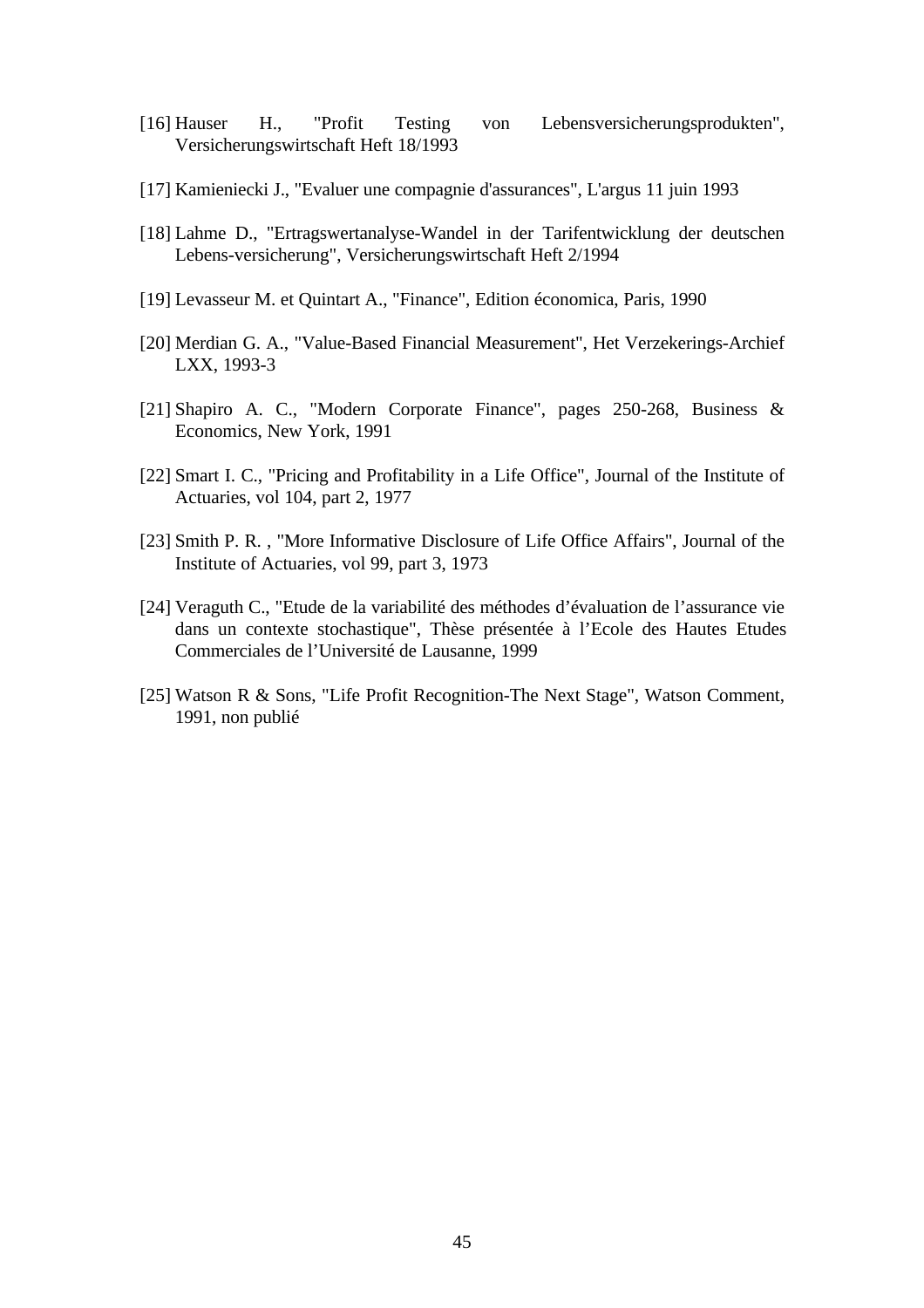[16] Hauser H., "Profit Testing von Lebensversicherungsprodukten", Versicherungswirtschaft Heft 18/1993

[17] Kamieniecki J., "Evaluer une compagnie d'assurances", L'argus 11 juin 1993

[18] Lahme D., "Ertragswertanalyse-Wandel in der Tarifentwicklung der deutschen Lebens-versicherung", Versicherungswirtschaft Heft 2/1994

[19] Levasseur M. et Quintart A., "Finance", Edition économica, Paris, 1990

[20] Merdian G. A., "Value-Based Financial Measurement", Het Verzekerings-Archief LXX, 1993-3

[21] Shapiro A. C., "Modern Corporate Finance", pages 250-268, Business & Economics, New York, 1991

[22] Smart I. C., "Pricing and Profitability in a Life Office", Journal of the Institute of Actuaries, vol 104, part 2, 1977

[23] Smith P. R. , "More Informative Disclosure of Life Office Affairs", Journal of the Institute of Actuaries, vol 99, part 3, 1973

[24] Veraguth C., "Etude de la variabilité des méthodes d'évaluation de l'assurance vie dans un contexte stochastique", Thèse présentée à l'Ecole des Hautes Etudes Commerciales de l'Université de Lausanne, 1999

[25] Watson R & Sons, "Life Profit Recognition-The Next Stage", Watson Comment, 1991, non publié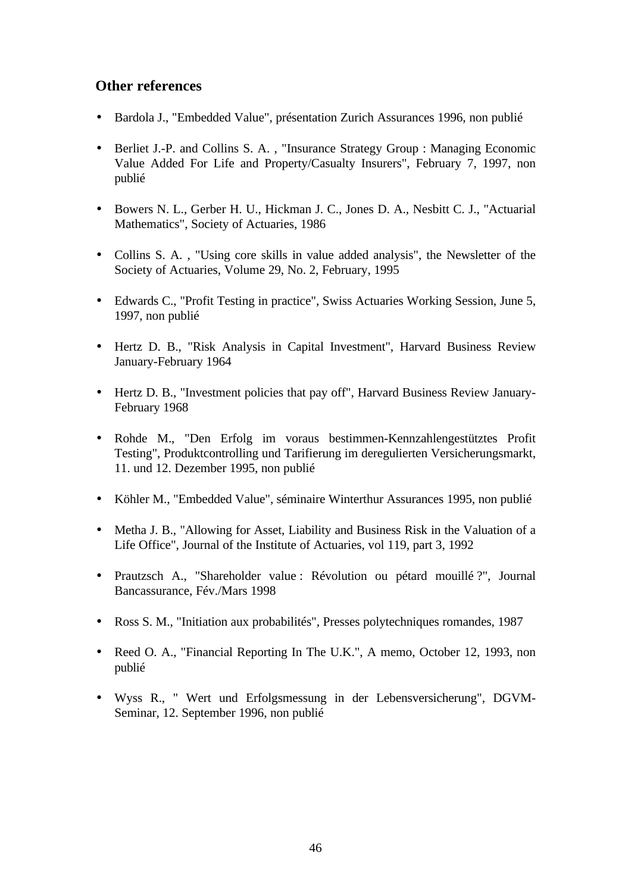## Other references

- Bardola J., "Embedded Value", présentation Zurich Assurances 1996, non publié
- Berliet J.-P. and Collins S. A. , "Insurance Strategy Group : Managing Economic Value Added For Life and Property/Casualty Insurers", February 7, 1997, non publié
- Bowers N. L., Gerber H. U., Hickman J. C., Jones D. A., Nesbitt C. J., "Actuarial Mathematics", Society of Actuaries, 1986
- Collins S. A. , "Using core skills in value added analysis", the Newsletter of the Society of Actuaries, Volume 29, No. 2, February, 1995
- Edwards C., "Profit Testing in practice", Swiss Actuaries Working Session, June 5, 1997, non publié
- Hertz D. B., "Risk Analysis in Capital Investment", Harvard Business Review January-February 1964
- Hertz D. B., "Investment policies that pay off", Harvard Business Review January-February 1968
- Rohde M., "Den Erfolg im voraus bestimmen-Kennzahlengestütztes Profit Testing", Produktcontrolling und Tarifierung im deregulierten Versicherungsmarkt, 11. und 12. Dezember 1995, non publié
- Köhler M., "Embedded Value", séminaire Winterthur Assurances 1995, non publié
- Metha J. B., "Allowing for Asset, Liability and Business Risk in the Valuation of a Life Office", Journal of the Institute of Actuaries, vol 119, part 3, 1992
- Prautzsch A., "Shareholder value : Révolution ou pétard mouillé ?", Journal Bancassurance, Fév./Mars 1998
- Ross S. M., "Initiation aux probabilités", Presses polytechniques romandes, 1987
- Reed O. A., "Financial Reporting In The U.K.", A memo, October 12, 1993, non publié
- Wyss R., " Wert und Erfolgsmessung in der Lebensversicherung", DGVM-Seminar, 12. September 1996, non publié